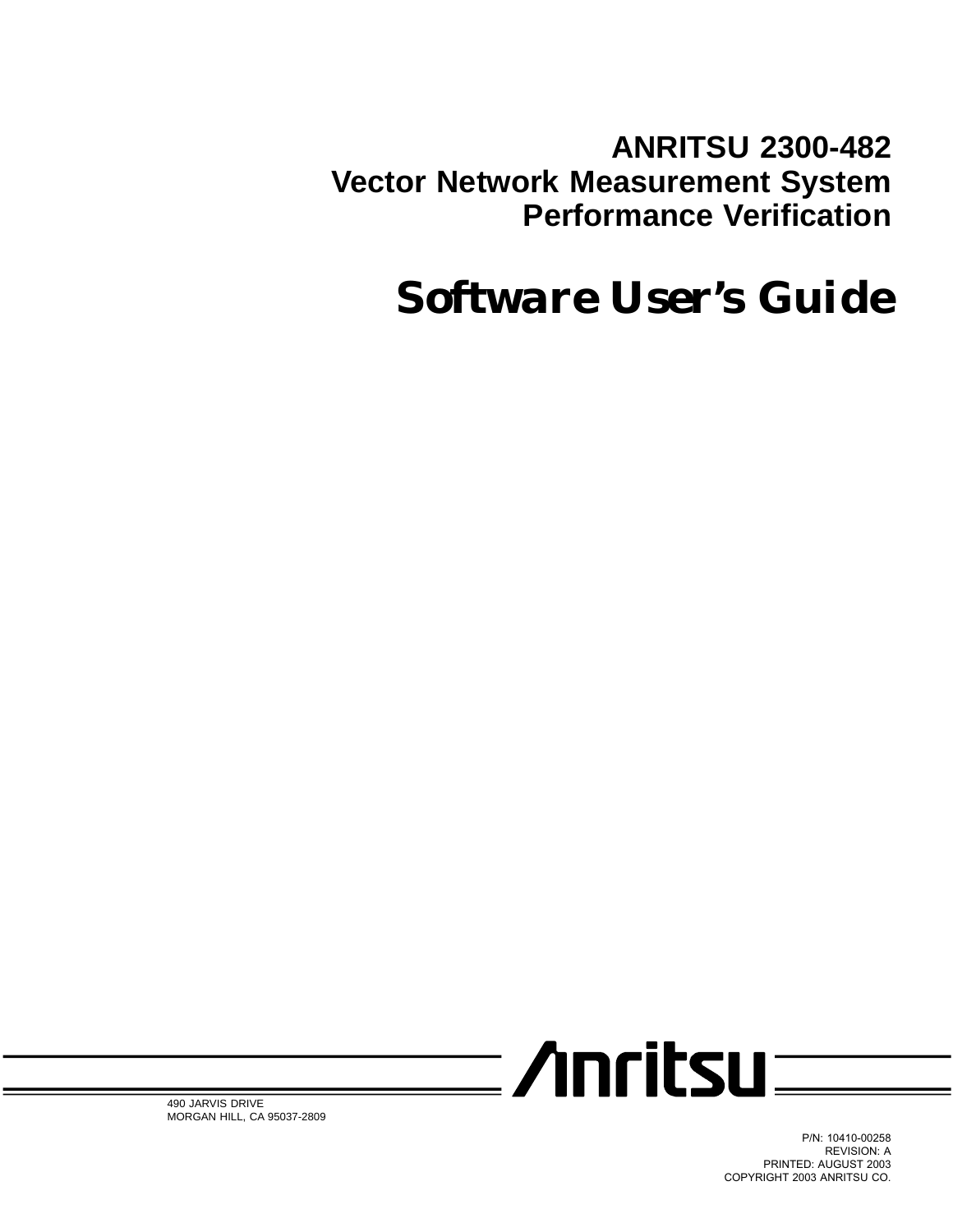# ANRITSU 2300-482
# Vector Network Measurement System
# Performance Verification

# Software User's Guide

Anritsu

490 JARVIS DRIVE
MORGAN HILL, CA 95037-2809

P/N: 10410-00258
REVISION: A
PRINTED: AUGUST 2003
COPYRIGHT 2003 ANRITSU CO.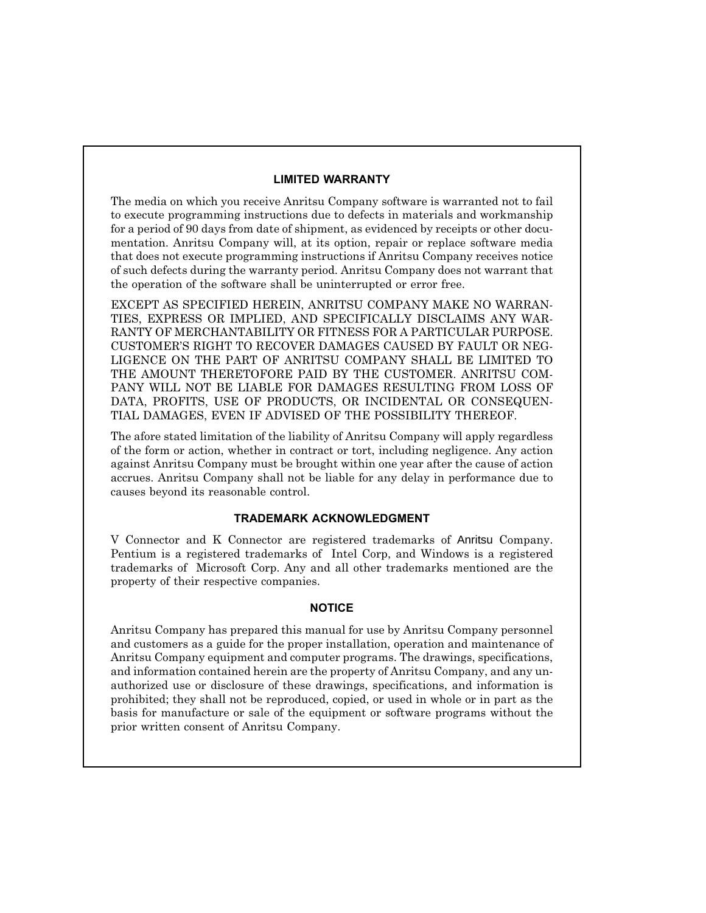## LIMITED WARRANTY

The media on which you receive Anritsu Company software is warranted not to fail to execute programming instructions due to defects in materials and workmanship for a period of 90 days from date of shipment, as evidenced by receipts or other documentation. Anritsu Company will, at its option, repair or replace software media that does not execute programming instructions if Anritsu Company receives notice of such defects during the warranty period. Anritsu Company does not warrant that the operation of the software shall be uninterrupted or error free.

EXCEPT AS SPECIFIED HEREIN, ANRITSU COMPANY MAKE NO WARRANTIES, EXPRESS OR IMPLIED, AND SPECIFICALLY DISCLAIMS ANY WARRANTY OF MERCHANTABILITY OR FITNESS FOR A PARTICULAR PURPOSE. CUSTOMER'S RIGHT TO RECOVER DAMAGES CAUSED BY FAULT OR NEGLIGENCE ON THE PART OF ANRITSU COMPANY SHALL BE LIMITED TO THE AMOUNT THERETOFORE PAID BY THE CUSTOMER. ANRITSU COMPANY WILL NOT BE LIABLE FOR DAMAGES RESULTING FROM LOSS OF DATA, PROFITS, USE OF PRODUCTS, OR INCIDENTAL OR CONSEQUENTIAL DAMAGES, EVEN IF ADVISED OF THE POSSIBILITY THEREOF.

The afore stated limitation of the liability of Anritsu Company will apply regardless of the form or action, whether in contract or tort, including negligence. Any action against Anritsu Company must be brought within one year after the cause of action accrues. Anritsu Company shall not be liable for any delay in performance due to causes beyond its reasonable control.

## TRADEMARK ACKNOWLEDGMENT

V Connector and K Connector are registered trademarks of Anritsu Company. Pentium is a registered trademarks of Intel Corp, and Windows is a registered trademarks of Microsoft Corp. Any and all other trademarks mentioned are the property of their respective companies.

## NOTICE

Anritsu Company has prepared this manual for use by Anritsu Company personnel and customers as a guide for the proper installation, operation and maintenance of Anritsu Company equipment and computer programs. The drawings, specifications, and information contained herein are the property of Anritsu Company, and any unauthorized use or disclosure of these drawings, specifications, and information is prohibited; they shall not be reproduced, copied, or used in whole or in part as the basis for manufacture or sale of the equipment or software programs without the prior written consent of Anritsu Company.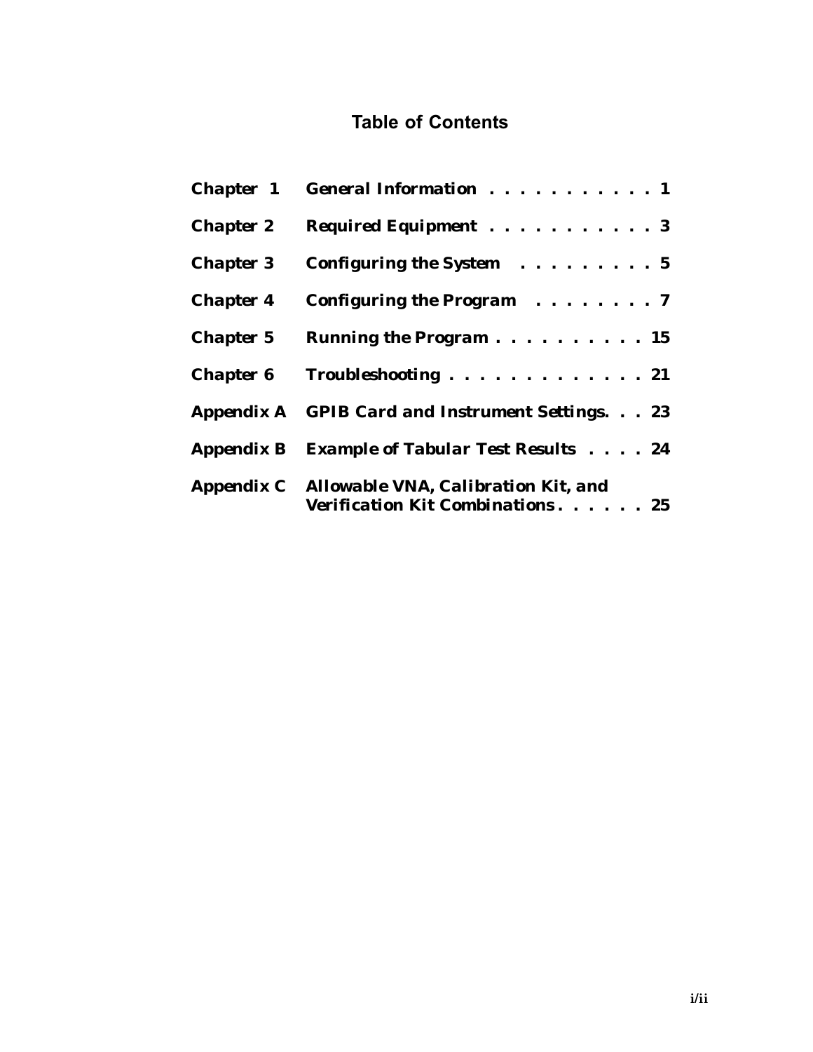# Table of Contents

| | | |
|---|---|---|
| **Chapter 1** | **General Information** | **1** |
| **Chapter 2** | **Required Equipment** | **3** |
| **Chapter 3** | **Configuring the System** | **5** |
| **Chapter 4** | **Configuring the Program** | **7** |
| **Chapter 5** | **Running the Program** | **15** |
| **Chapter 6** | **Troubleshooting** | **21** |
| **Appendix A** | **GPIB Card and Instrument Settings** | **23** |
| **Appendix B** | **Example of Tabular Test Results** | **24** |
| **Appendix C** | **Allowable VNA, Calibration Kit, and Verification Kit Combinations** | **25** |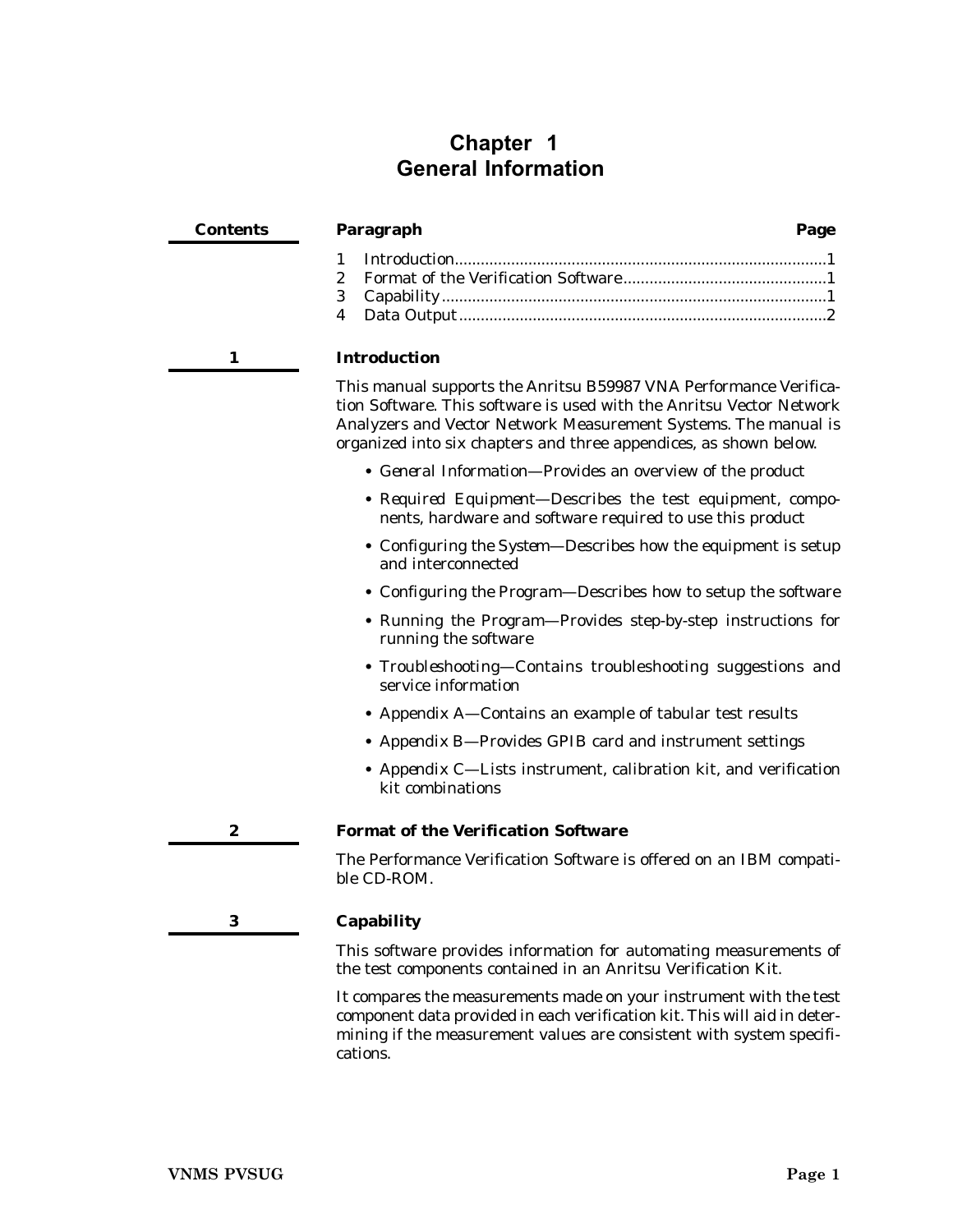# Chapter 1 General Information

| Contents | Paragraph | Page |
|---|---|---|
| | 1 Introduction | 1 |
| | 2 Format of the Verification Software | 1 |
| | 3 Capability | 1 |
| | 4 Data Output | 2 |

## 1 Introduction

This manual supports the Anritsu B59987 VNA Performance Verification Software. This software is used with the Anritsu Vector Network Analyzers and Vector Network Measurement Systems. The manual is organized into six chapters and three appendices, as shown below.

- *General Information*—Provides an overview of the product
- *Required Equipment*—Describes the test equipment, components, hardware and software required to use this product
- *Configuring the System*—Describes how the equipment is setup and interconnected
- *Configuring the Program*—Describes how to setup the software
- *Running the Program*—Provides step-by-step instructions for running the software
- *Troubleshooting*—Contains troubleshooting suggestions and service information
- *Appendix A*—Contains an example of tabular test results
- *Appendix B*—Provides GPIB card and instrument settings
- *Appendix C*—Lists instrument, calibration kit, and verification kit combinations

## 2 Format of the Verification Software

The Performance Verification Software is offered on an IBM compatible CD-ROM.

## 3 Capability

This software provides information for automating measurements of the test components contained in an Anritsu Verification Kit.

It compares the measurements made on your instrument with the test component data provided in each verification kit. This will aid in determining if the measurement values are consistent with system specifications.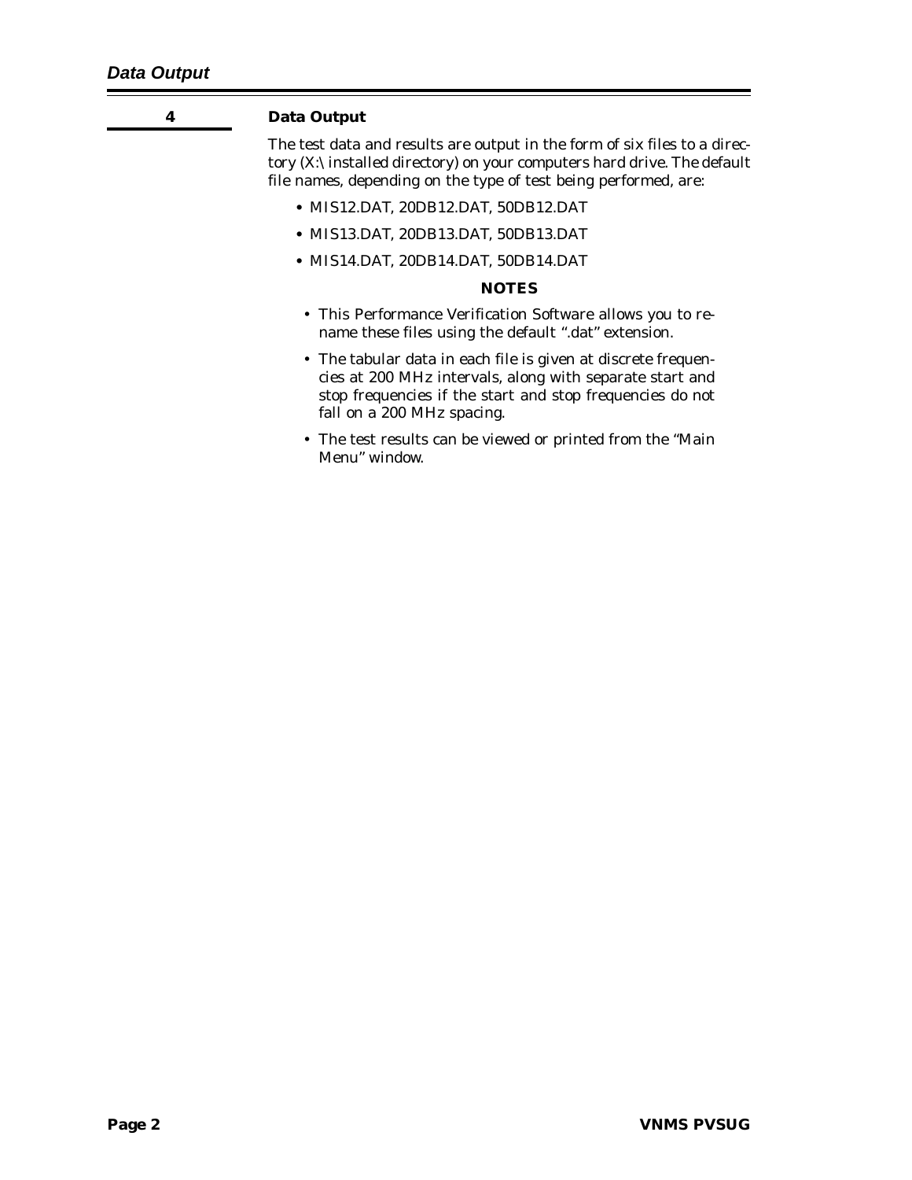## 4 Data Output

The test data and results are output in the form of six files to a directory (X:\installed directory) on your computers hard drive. The default file names, depending on the type of test being performed, are:

- MIS12.DAT, 20DB12.DAT, 50DB12.DAT
- MIS13.DAT, 20DB13.DAT, 50DB13.DAT
- MIS14.DAT, 20DB14.DAT, 50DB14.DAT

**NOTES**

- This Performance Verification Software allows you to rename these files using the default ".dat" extension.
- The tabular data in each file is given at discrete frequencies at 200 MHz intervals, along with separate start and stop frequencies if the start and stop frequencies do not fall on a 200 MHz spacing.
- The test results can be viewed or printed from the "Main Menu" window.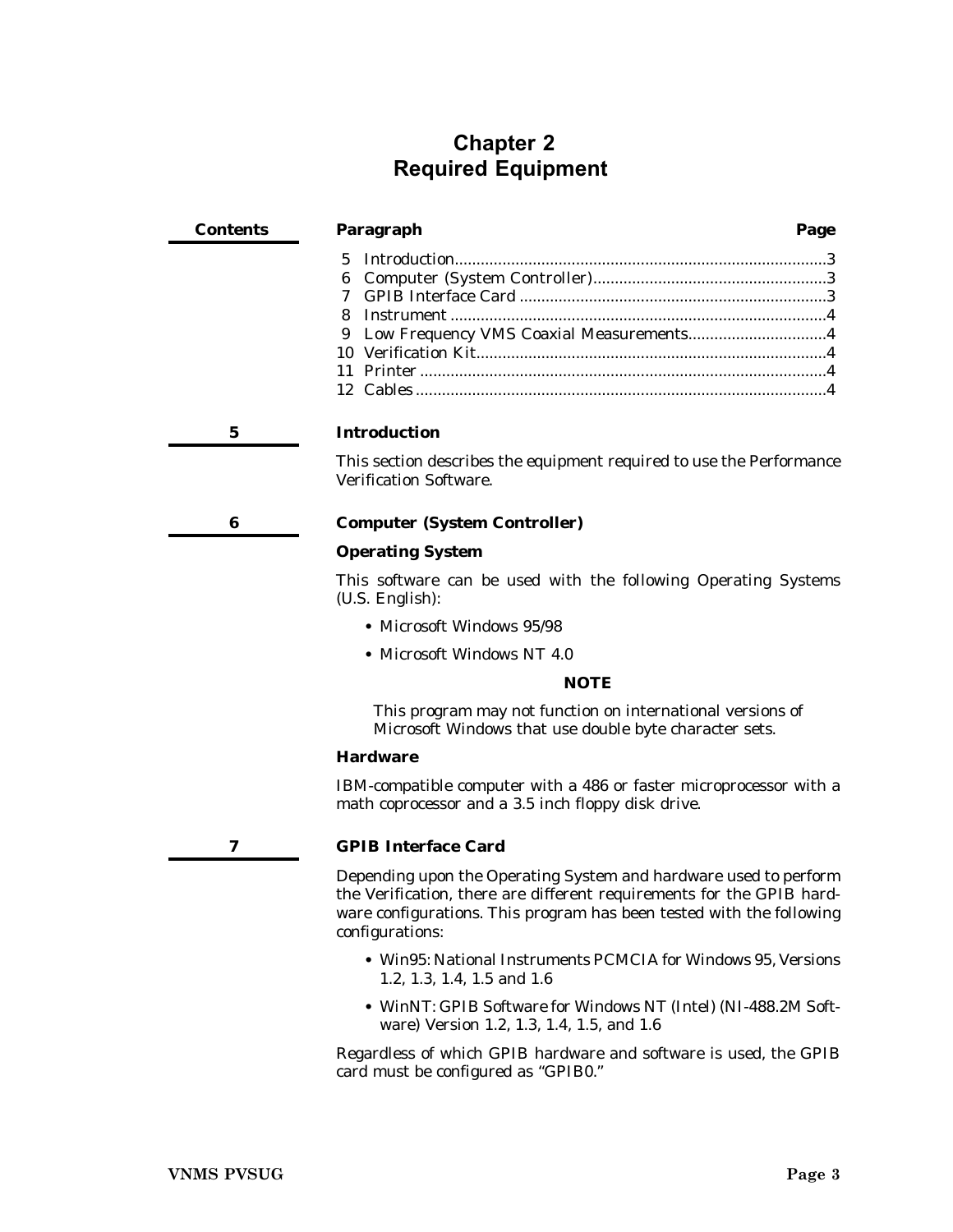# Chapter 2
# Required Equipment

| Contents | Paragraph | Page |
|---|---|---|
| | 5 Introduction | 3 |
| | 6 Computer (System Controller) | 3 |
| | 7 GPIB Interface Card | 3 |
| | 8 Instrument | 4 |
| | 9 Low Frequency VMS Coaxial Measurements | 4 |
| | 10 Verification Kit | 4 |
| | 11 Printer | 4 |
| | 12 Cables | 4 |

## 5 Introduction

This section describes the equipment required to use the Performance Verification Software.

## 6 Computer (System Controller)

### Operating System

This software can be used with the following Operating Systems (U.S. English):

- Microsoft Windows 95/98
- Microsoft Windows NT 4.0

**NOTE**

This program may not function on international versions of Microsoft Windows that use double byte character sets.

### Hardware

IBM-compatible computer with a 486 or faster microprocessor with a math coprocessor and a 3.5 inch floppy disk drive.

## 7 GPIB Interface Card

Depending upon the Operating System and hardware used to perform the Verification, there are different requirements for the GPIB hardware configurations. This program has been tested with the following configurations:

- Win95: National Instruments PCMCIA for Windows 95, Versions 1.2, 1.3, 1.4, 1.5 and 1.6
- WinNT: GPIB Software for Windows NT (Intel) (NI-488.2M Software) Version 1.2, 1.3, 1.4, 1.5, and 1.6

Regardless of which GPIB hardware and software is used, the GPIB card must be configured as "GPIB0."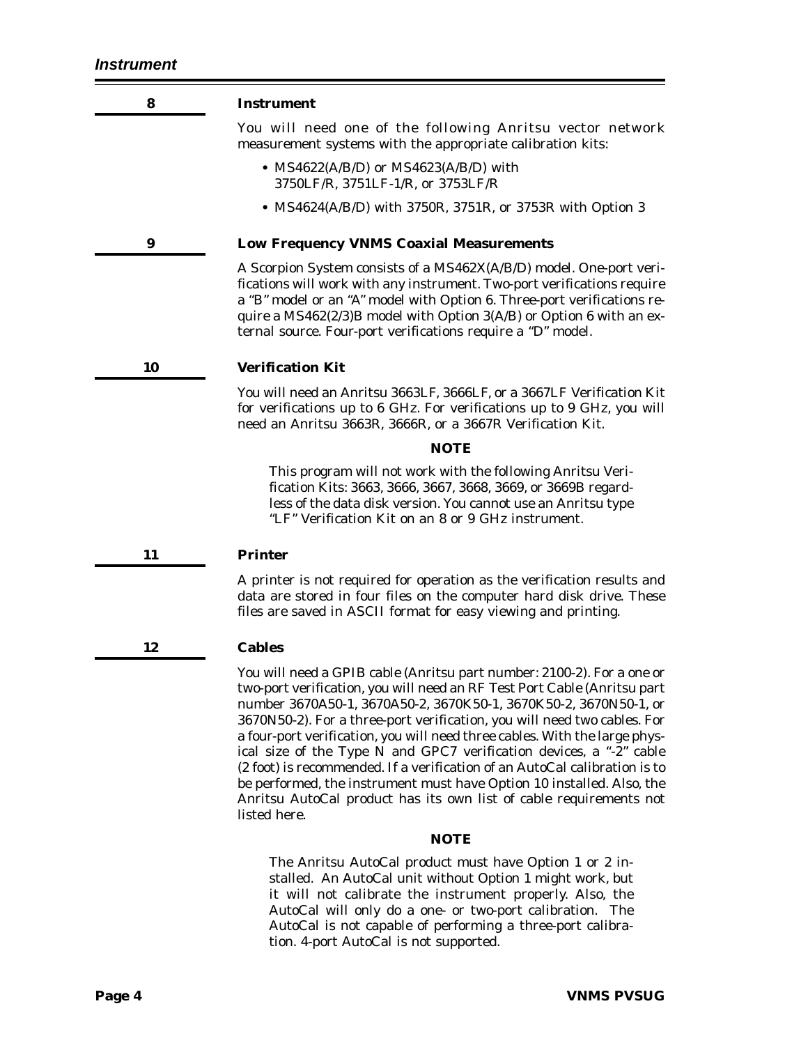## 8 Instrument

You will need one of the following Anritsu vector network measurement systems with the appropriate calibration kits:

- MS4622(A/B/D) or MS4623(A/B/D) with 3750LF/R, 3751LF-1/R, or 3753LF/R
- MS4624(A/B/D) with 3750R, 3751R, or 3753R with Option 3

## 9 Low Frequency VNMS Coaxial Measurements

A Scorpion System consists of a MS462X(A/B/D) model. One-port verifications will work with any instrument. Two-port verifications require a "B" model or an "A" model with Option 6. Three-port verifications require a MS462(2/3)B model with Option 3(A/B) or Option 6 with an external source. Four-port verifications require a "D" model.

## 10 Verification Kit

You will need an Anritsu 3663LF, 3666LF, or a 3667LF Verification Kit for verifications up to 6 GHz. For verifications up to 9 GHz, you will need an Anritsu 3663R, 3666R, or a 3667R Verification Kit.

**NOTE**

This program will not work with the following Anritsu Verification Kits: 3663, 3666, 3667, 3668, 3669, or 3669B regardless of the data disk version. You cannot use an Anritsu type "LF" Verification Kit on an 8 or 9 GHz instrument.

## 11 Printer

A printer is not required for operation as the verification results and data are stored in four files on the computer hard disk drive. These files are saved in ASCII format for easy viewing and printing.

## 12 Cables

You will need a GPIB cable (Anritsu part number: 2100-2). For a one or two-port verification, you will need an RF Test Port Cable (Anritsu part number 3670A50-1, 3670A50-2, 3670K50-1, 3670K50-2, 3670N50-1, or 3670N50-2). For a three-port verification, you will need two cables. For a four-port verification, you will need three cables. With the large physical size of the Type N and GPC7 verification devices, a "-2" cable (2 foot) is recommended. If a verification of an AutoCal calibration is to be performed, the instrument must have Option 10 installed. Also, the Anritsu AutoCal product has its own list of cable requirements not listed here.

**NOTE**

The Anritsu AutoCal product must have Option 1 or 2 installed. An AutoCal unit without Option 1 might work, but it will not calibrate the instrument properly. Also, the AutoCal will only do a one- or two-port calibration. The AutoCal is not capable of performing a three-port calibration. 4-port AutoCal is not supported.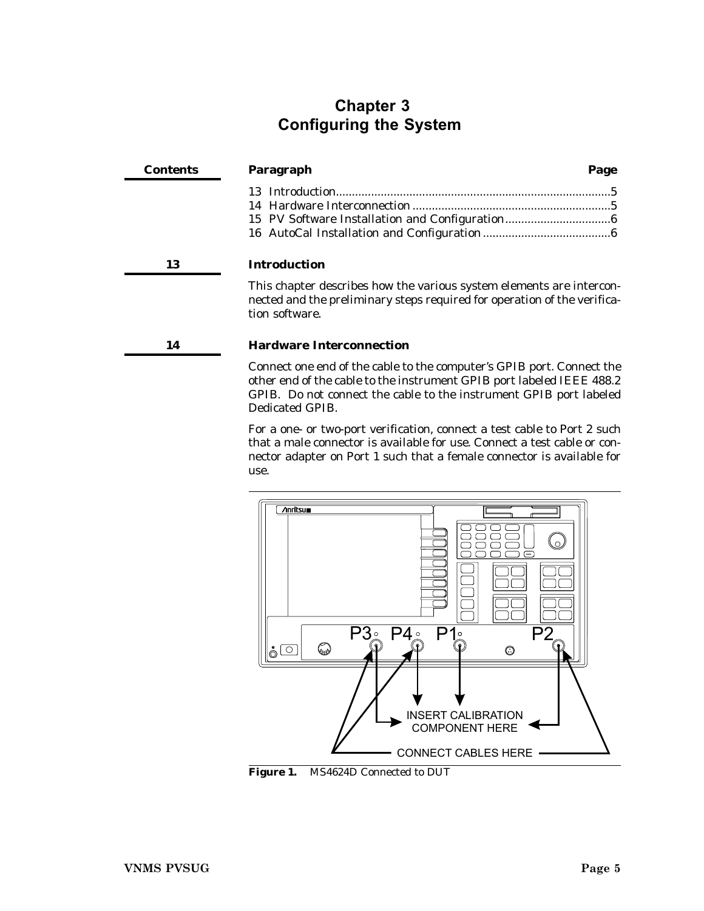# Chapter 3
# Configuring the System

| Contents | Paragraph | Page |
|---|---|---|
| | 13 Introduction | 5 |
| | 14 Hardware Interconnection | 5 |
| | 15 PV Software Installation and Configuration | 6 |
| | 16 AutoCal Installation and Configuration | 6 |

## 13 Introduction

This chapter describes how the various system elements are interconnected and the preliminary steps required for operation of the verification software.

## 14 Hardware Interconnection

Connect one end of the cable to the computer's GPIB port. Connect the other end of the cable to the instrument GPIB port labeled IEEE 488.2 GPIB. Do not connect the cable to the instrument GPIB port labeled Dedicated GPIB.

For a one- or two-port verification, connect a test cable to Port 2 such that a male connector is available for use. Connect a test cable or connector adapter on Port 1 such that a female connector is available for use.

P3 P4 P1 P2

INSERT CALIBRATION COMPONENT HERE

CONNECT CABLES HERE

**Figure 1.** *MS4624D Connected to DUT*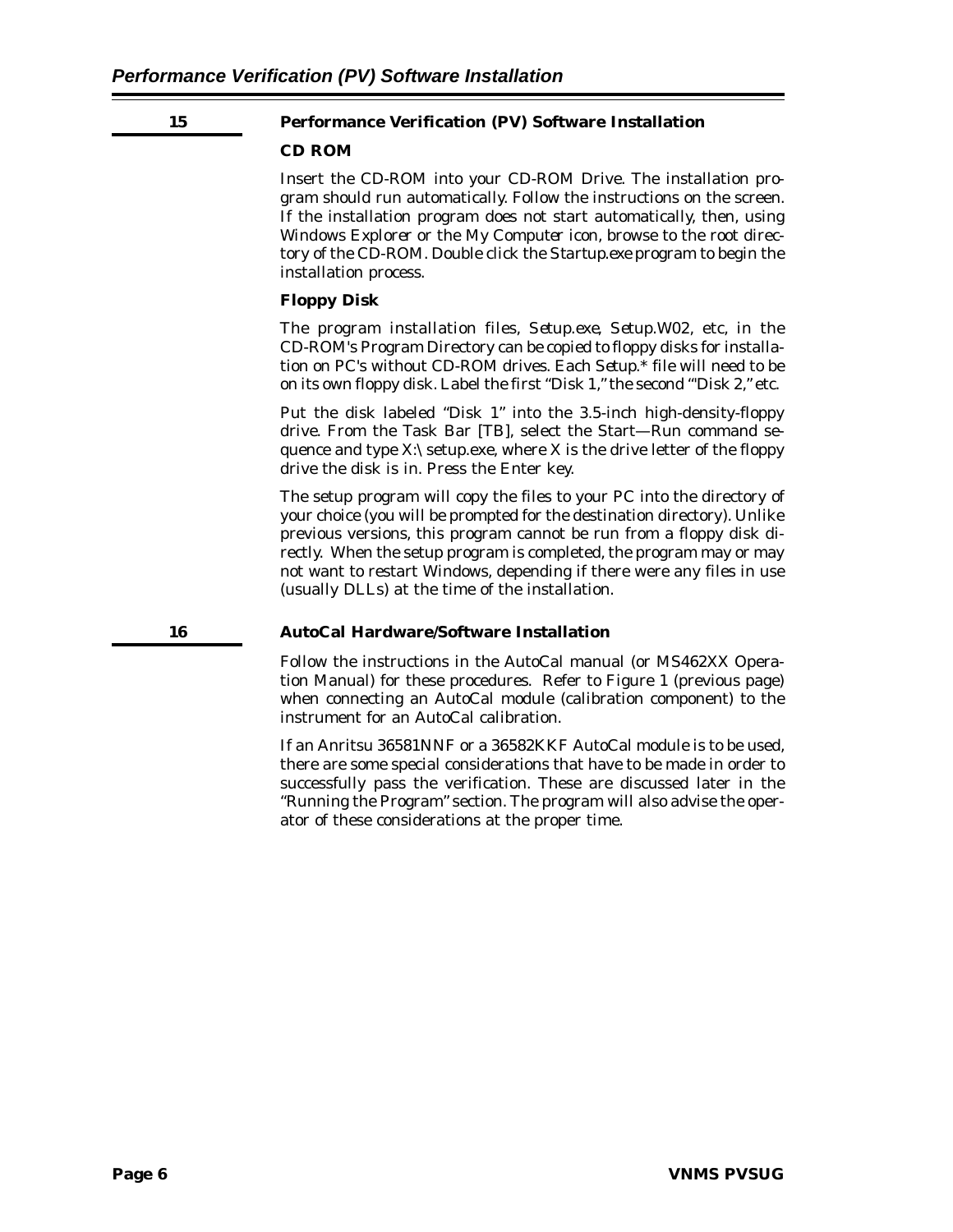## 15 Performance Verification (PV) Software Installation

### CD ROM

Insert the CD-ROM into your CD-ROM Drive. The installation program should run automatically. Follow the instructions on the screen. If the installation program does not start automatically, then, using *Windows Explorer* or the *My Computer* icon, browse to the root directory of the CD-ROM. Double click the *Startup.exe* program to begin the installation process.

### Floppy Disk

The program installation files, *Setup.exe, Setup.W02*, etc, in the CD-ROM's Program Directory can be copied to floppy disks for installation on PC's without CD-ROM drives. Each *Setup.** file will need to be on its own floppy disk. Label the first "Disk 1," the second "'Disk 2," etc.

Put the disk labeled "Disk 1" into the 3.5-inch high-density-floppy drive. From the Task Bar [TB], select the Start—Run command sequence and type X:\ setup.exe, where X is the drive letter of the floppy drive the disk is in. Press the Enter key.

The setup program will copy the files to your PC into the directory of your choice (you will be prompted for the destination directory). Unlike previous versions, this program cannot be run from a floppy disk directly. When the setup program is completed, the program may or may not want to restart Windows, depending if there were any files in use (usually DLLs) at the time of the installation.

## 16 AutoCal Hardware/Software Installation

Follow the instructions in the AutoCal manual (or MS462XX Operation Manual) for these procedures. Refer to Figure 1 (previous page) when connecting an AutoCal module (calibration component) to the instrument for an AutoCal calibration.

If an Anritsu 36581NNF or a 36582KKF AutoCal module is to be used, there are some special considerations that have to be made in order to successfully pass the verification. These are discussed later in the "Running the Program" section. The program will also advise the operator of these considerations at the proper time.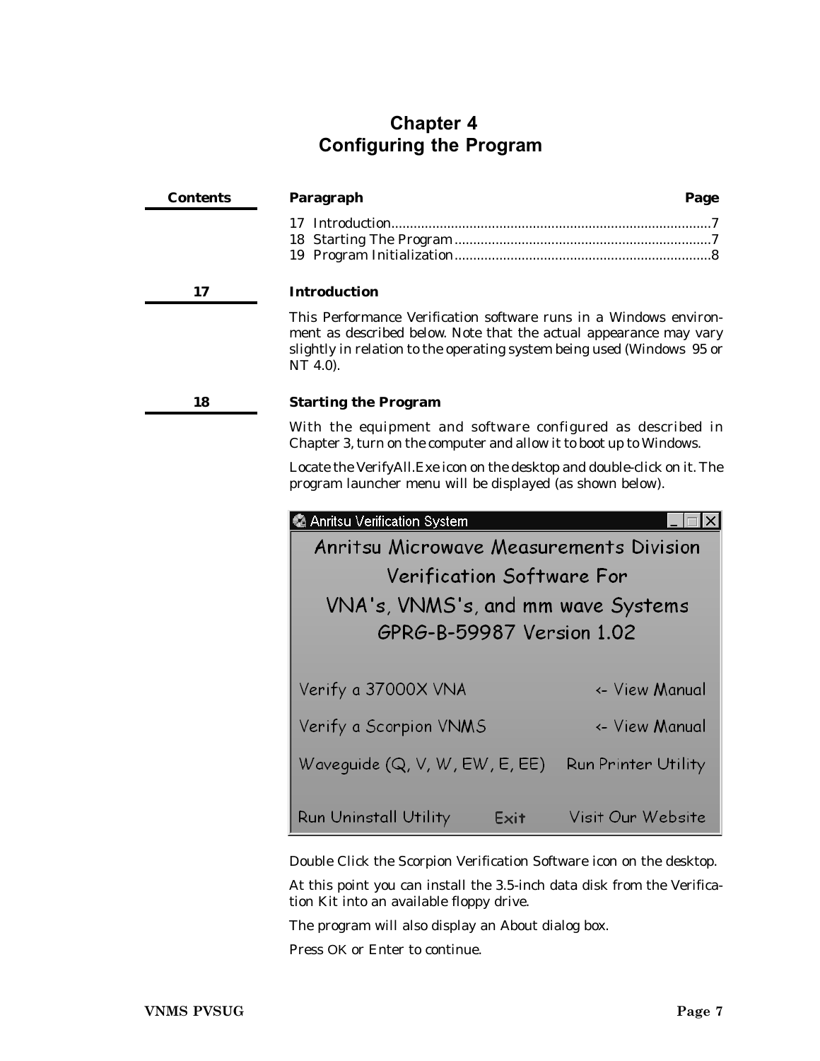# Chapter 4
# Configuring the Program

| Contents | Paragraph | Page |
|---|---|---|
| | 17 Introduction | 7 |
| | 18 Starting The Program | 7 |
| | 19 Program Initialization | 8 |

## 17 Introduction

This Performance Verification software runs in a Windows environment as described below. Note that the actual appearance may vary slightly in relation to the operating system being used (Windows 95 or NT 4.0).

## 18 Starting the Program

With the equipment and software configured as described in Chapter 3, turn on the computer and allow it to boot up to Windows.

Locate the VerifyAll.Exe icon on the desktop and double-click on it. The program launcher menu will be displayed (as shown below).

Anritsu Verification System

Anritsu Microwave Measurements Division
Verification Software For
VNA's, VNMS's, and mm wave Systems
GPRG-B-59987 Version 1.02

Verify a 37000X VNA &nbsp;&nbsp;&nbsp; <- View Manual

Verify a Scorpion VNMS &nbsp;&nbsp;&nbsp; <- View Manual

Waveguide (Q, V, W, EW, E, EE) &nbsp;&nbsp;&nbsp; Run Printer Utility

Run Uninstall Utility &nbsp;&nbsp;&nbsp; Exit &nbsp;&nbsp;&nbsp; Visit Our Website

Double Click the Scorpion Verification Software icon on the desktop.

At this point you can install the 3.5-inch data disk from the Verification Kit into an available floppy drive.

The program will also display an About dialog box.

Press OK or Enter to continue.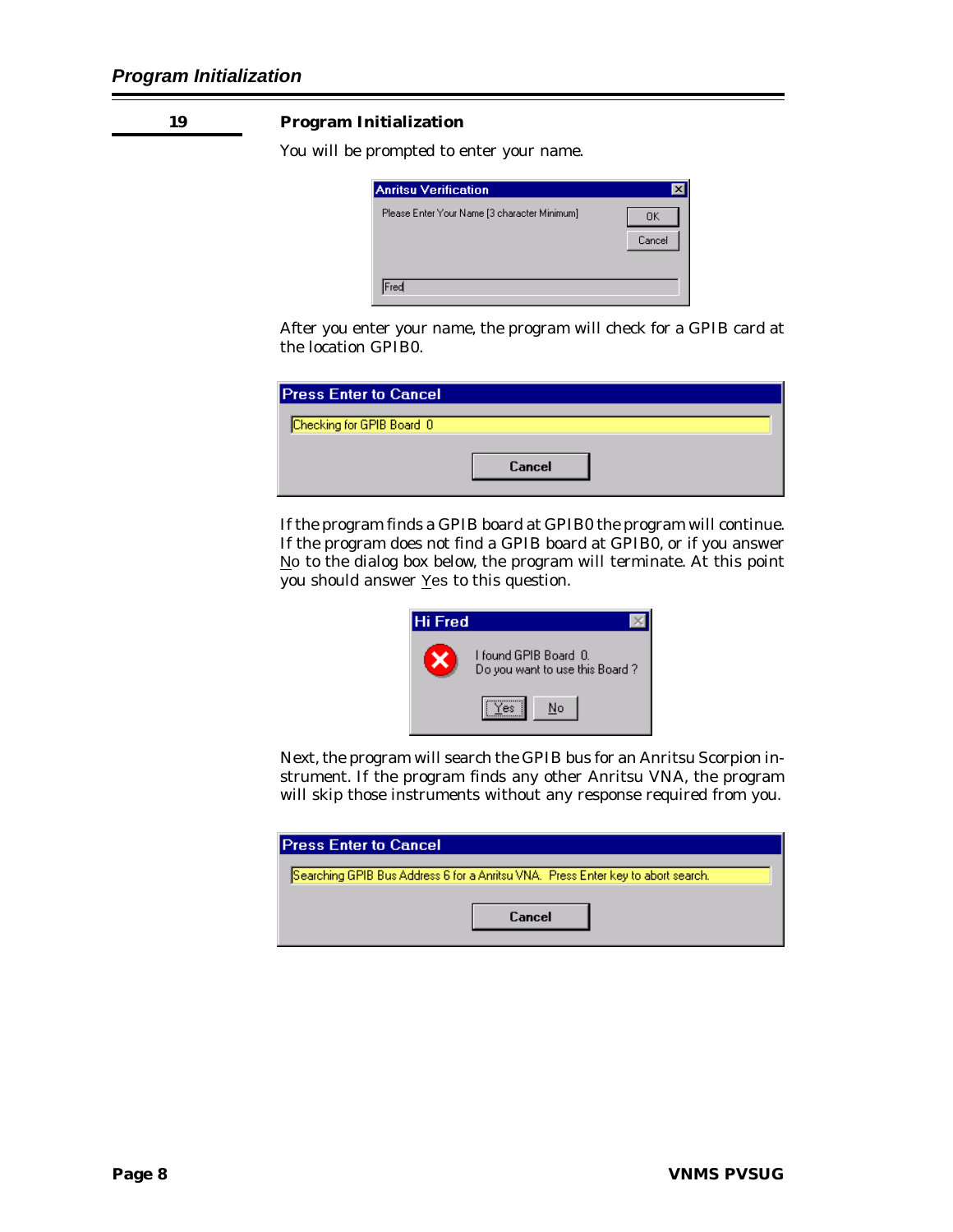## 19 Program Initialization

You will be prompted to enter your name.

**Anritsu Verification**

Please Enter Your Name [3 character Minimum]

OK | Cancel

Fred

After you enter your name, the program will check for a GPIB card at the location GPIB0.

**Press Enter to Cancel**

Checking for GPIB Board 0

Cancel

If the program finds a GPIB board at GPIB0 the program will continue. If the program does not find a GPIB board at GPIB0, or if you answer No to the dialog box below, the program will terminate. At this point you should answer Yes to this question.

**Hi Fred**

I found GPIB Board 0.
Do you want to use this Board ?

Yes | No

Next, the program will search the GPIB bus for an Anritsu Scorpion instrument. If the program finds any other Anritsu VNA, the program will skip those instruments without any response required from you.

**Press Enter to Cancel**

Searching GPIB Bus Address 6 for a Anritsu VNA. Press Enter key to abort search.

Cancel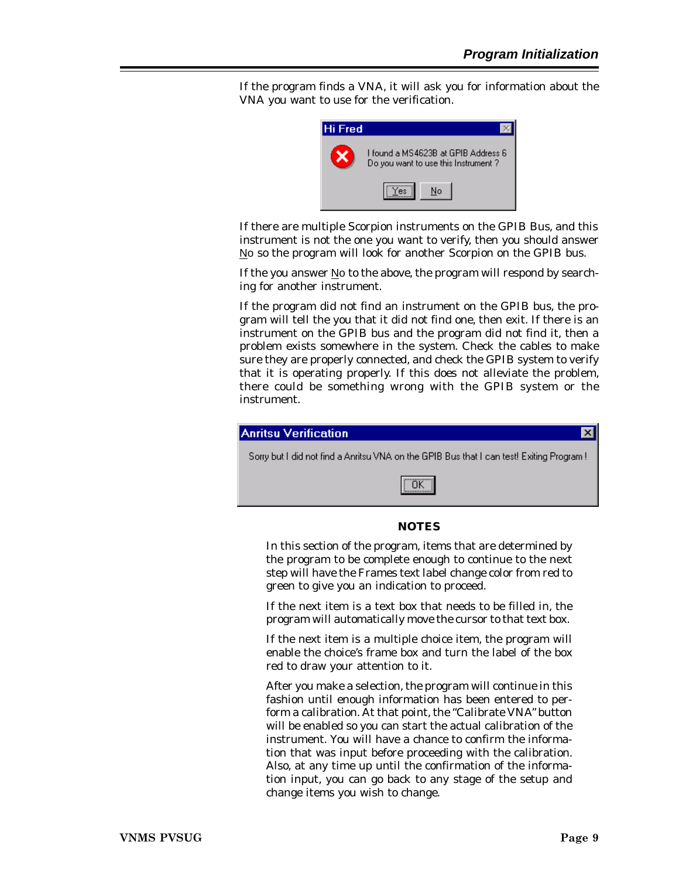If the program finds a VNA, it will ask you for information about the VNA you want to use for the verification.

**Hi Fred**

I found a MS4623B at GPIB Address 6
Do you want to use this Instrument ?

Yes | No

If there are multiple Scorpion instruments on the GPIB Bus, and this instrument is not the one you want to verify, then you should answer No so the program will look for another Scorpion on the GPIB bus.

If the you answer No to the above, the program will respond by searching for another instrument.

If the program did not find an instrument on the GPIB bus, the program will tell the you that it did not find one, then exit. If there is an instrument on the GPIB bus and the program did not find it, then a problem exists somewhere in the system. Check the cables to make sure they are properly connected, and check the GPIB system to verify that it is operating properly. If this does not alleviate the problem, there could be something wrong with the GPIB system or the instrument.

**Anritsu Verification**

Sorry but I did not find a Anritsu VNA on the GPIB Bus that I can test! Exiting Program !

OK

**NOTES**

In this section of the program, items that are determined by the program to be complete enough to continue to the next step will have the Frames text label change color from red to green to give you an indication to proceed.

If the next item is a text box that needs to be filled in, the program will automatically move the cursor to that text box.

If the next item is a multiple choice item, the program will enable the choice's frame box and turn the label of the box red to draw your attention to it.

After you make a selection, the program will continue in this fashion until enough information has been entered to perform a calibration. At that point, the "Calibrate VNA" button will be enabled so you can start the actual calibration of the instrument. You will have a chance to confirm the information that was input before proceeding with the calibration. Also, at any time up until the confirmation of the information input, you can go back to any stage of the setup and change items you wish to change.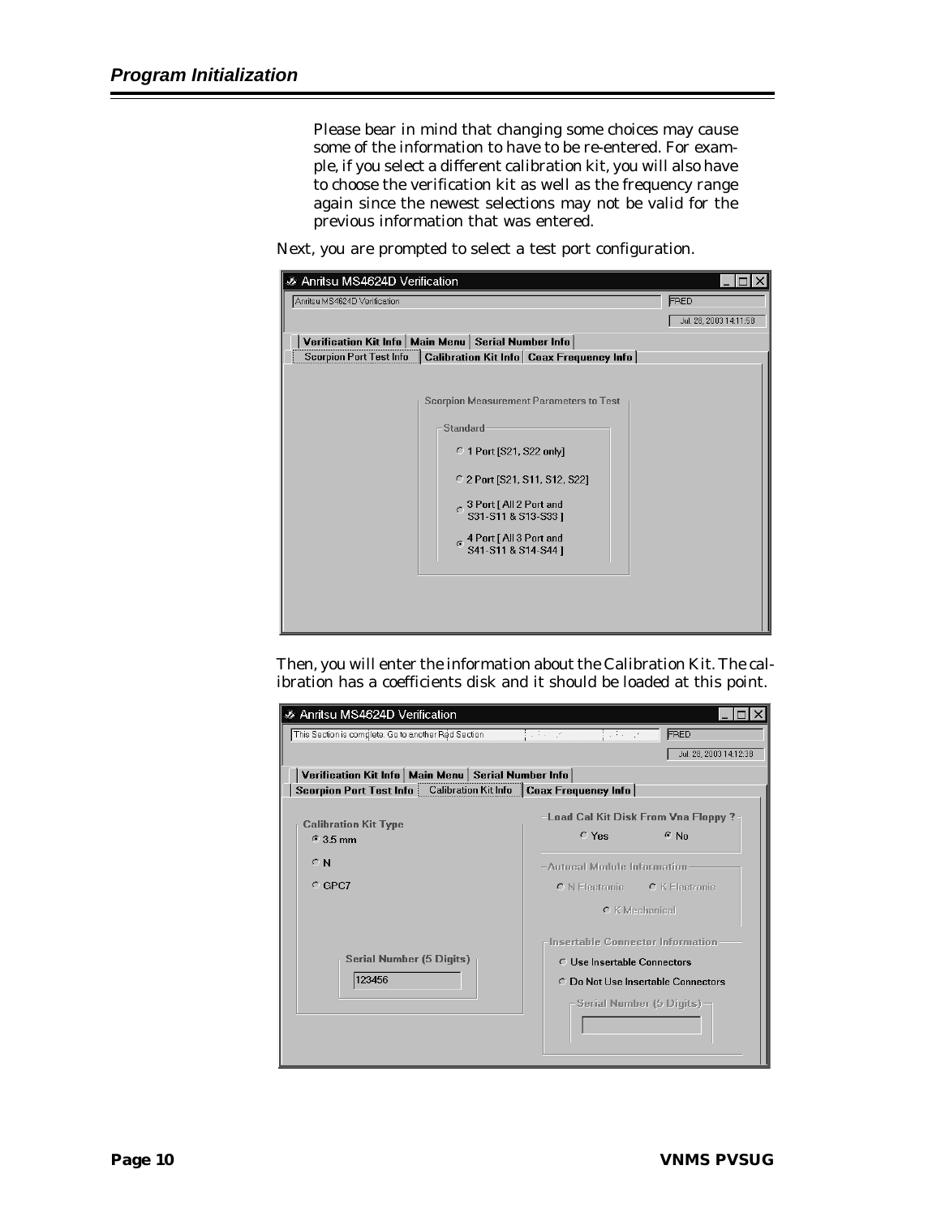Please bear in mind that changing some choices may cause some of the information to have to be re-entered. For example, if you select a different calibration kit, you will also have to choose the verification kit as well as the frequency range again since the newest selections may not be valid for the previous information that was entered.

Next, you are prompted to select a test port configuration.

Then, you will enter the information about the Calibration Kit. The calibration has a coefficients disk and it should be loaded at this point.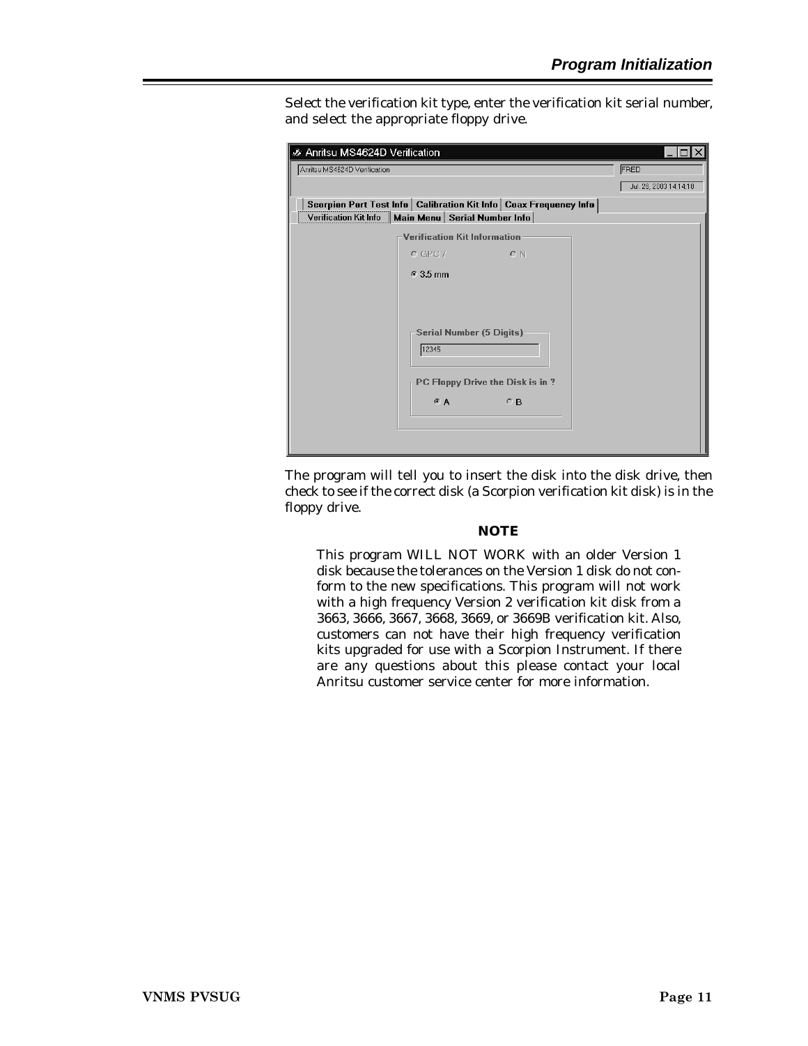Select the verification kit type, enter the verification kit serial number, and select the appropriate floppy drive.

The program will tell you to insert the disk into the disk drive, then check to see if the correct disk (a Scorpion verification kit disk) is in the floppy drive.

**NOTE**

This program WILL NOT WORK with an older Version 1 disk because the tolerances on the Version 1 disk do not conform to the new specifications. This program will not work with a high frequency Version 2 verification kit disk from a 3663, 3666, 3667, 3668, 3669, or 3669B verification kit. Also, customers can not have their high frequency verification kits upgraded for use with a Scorpion Instrument. If there are any questions about this please contact your local Anritsu customer service center for more information.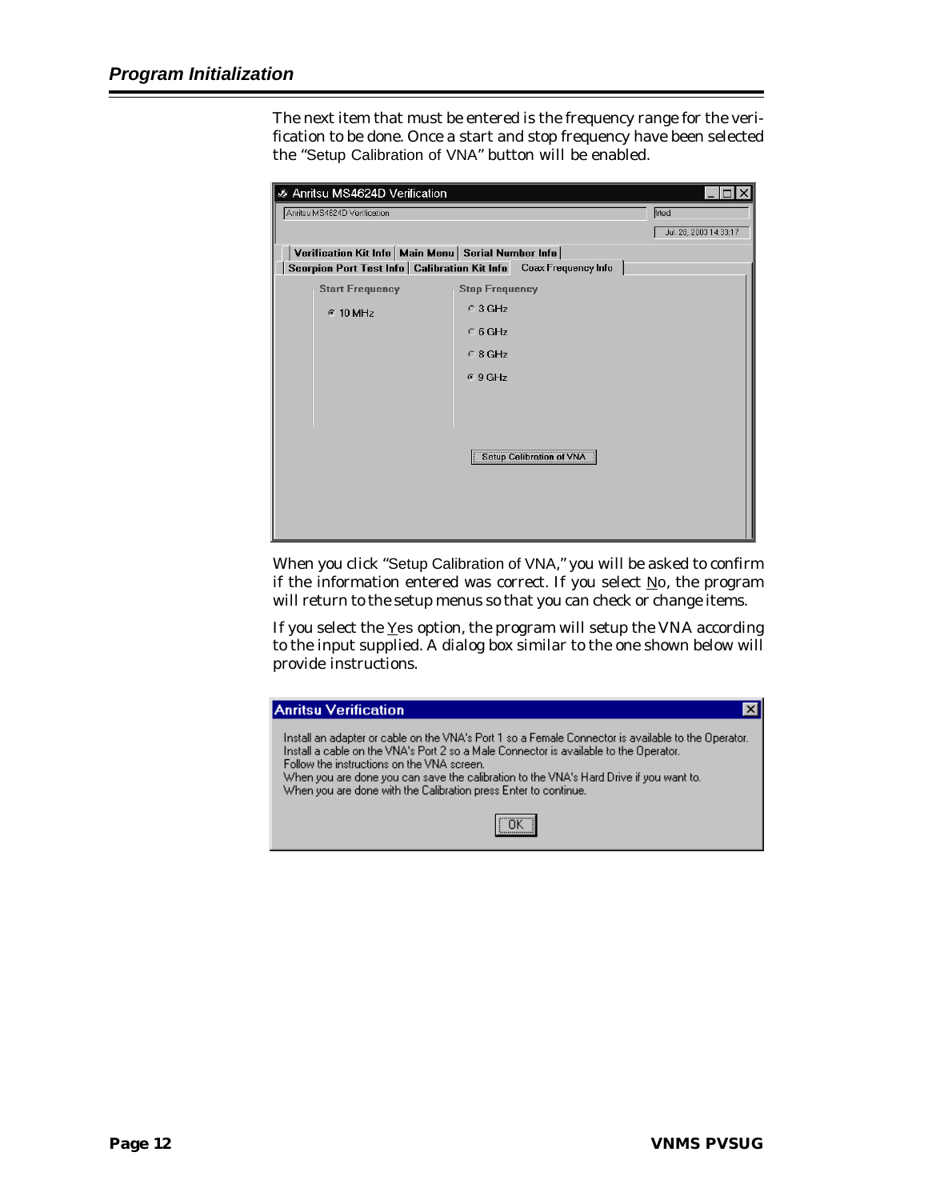The next item that must be entered is the frequency range for the verification to be done. Once a start and stop frequency have been selected the "Setup Calibration of VNA" button will be enabled.

When you click "Setup Calibration of VNA," you will be asked to confirm if the information entered was correct. If you select No, the program will return to the setup menus so that you can check or change items.

If you select the Yes option, the program will setup the VNA according to the input supplied. A dialog box similar to the one shown below will provide instructions.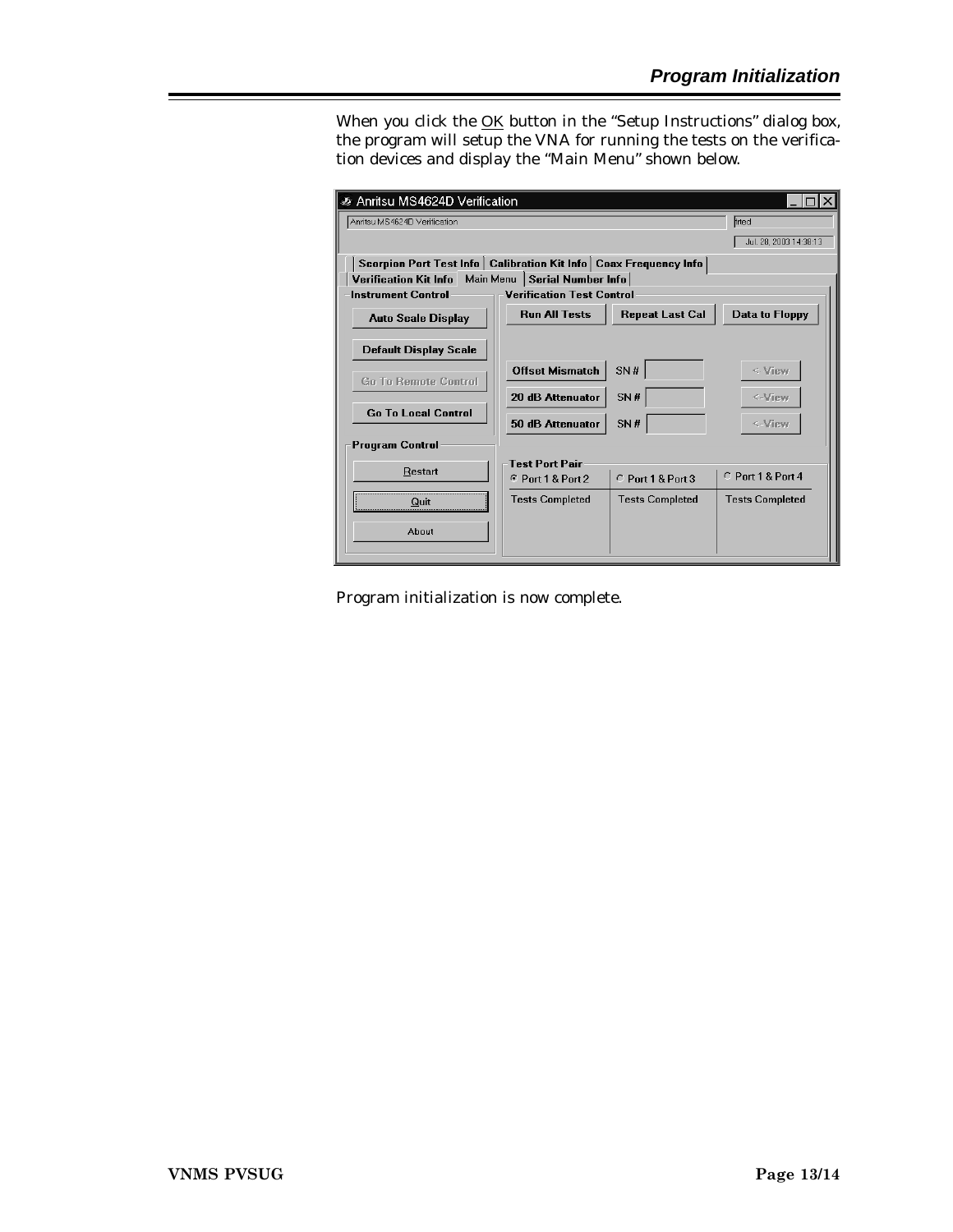When you click the OK button in the "Setup Instructions" dialog box, the program will setup the VNA for running the tests on the verification devices and display the "Main Menu" shown below.

Program initialization is now complete.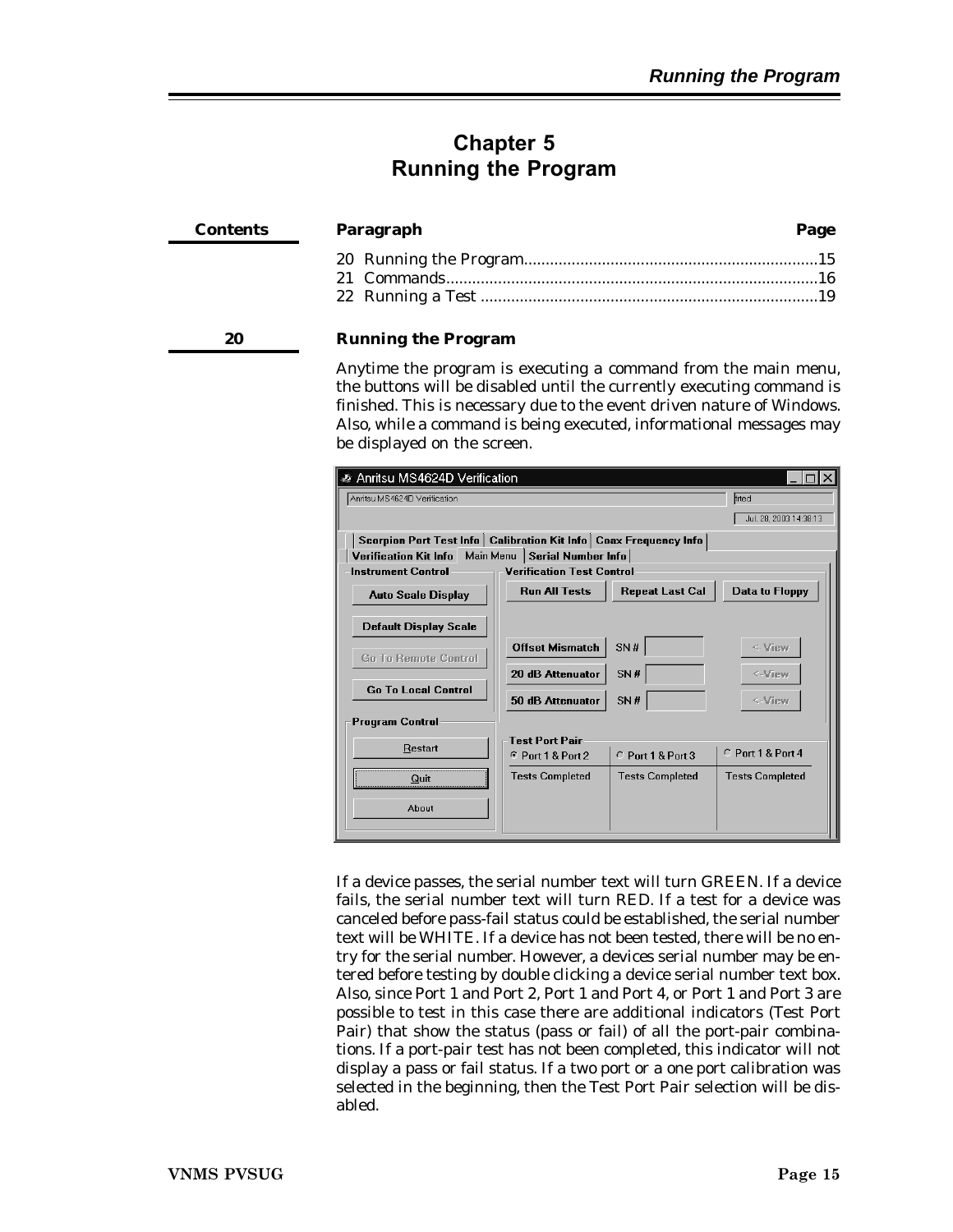# Chapter 5
# Running the Program

**Contents**

| Paragraph | Page |
|---|---|
| 20 Running the Program | 15 |
| 21 Commands | 16 |
| 22 Running a Test | 19 |

## 20 Running the Program

Anytime the program is executing a command from the main menu, the buttons will be disabled until the currently executing command is finished. This is necessary due to the event driven nature of Windows. Also, while a command is being executed, informational messages may be displayed on the screen.

If a device passes, the serial number text will turn GREEN. If a device fails, the serial number text will turn RED. If a test for a device was canceled before pass-fail status could be established, the serial number text will be WHITE. If a device has not been tested, there will be no entry for the serial number. However, a devices serial number may be entered before testing by double clicking a device serial number text box. Also, since Port 1 and Port 2, Port 1 and Port 4, or Port 1 and Port 3 are possible to test in this case there are additional indicators (Test Port Pair) that show the status (pass or fail) of all the port-pair combinations. If a port-pair test has not been completed, this indicator will not display a pass or fail status. If a two port or a one port calibration was selected in the beginning, then the Test Port Pair selection will be disabled.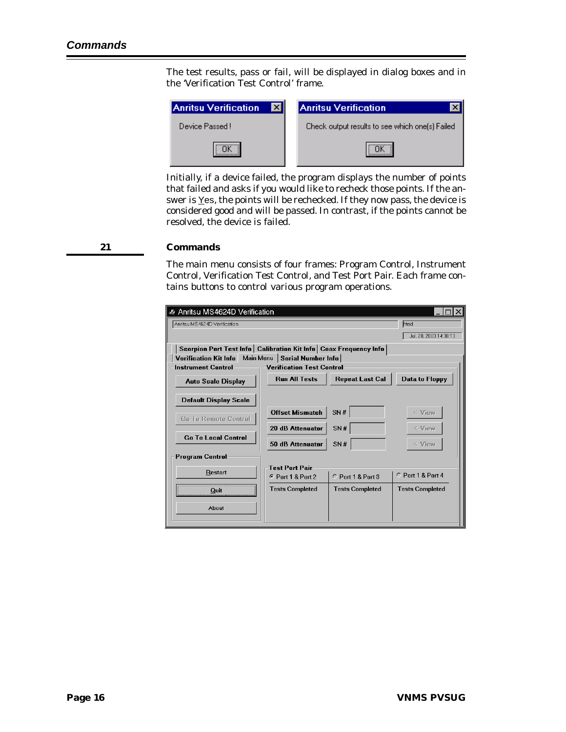The test results, pass or fail, will be displayed in dialog boxes and in the 'Verification Test Control' frame.

Initially, if a device failed, the program displays the number of points that failed and asks if you would like to recheck those points. If the answer is Yes, the points will be rechecked. If they now pass, the device is considered good and will be passed. In contrast, if the points cannot be resolved, the device is failed.

## 21 Commands

The main menu consists of four frames: Program Control, Instrument Control, Verification Test Control, and Test Port Pair. Each frame contains buttons to control various program operations.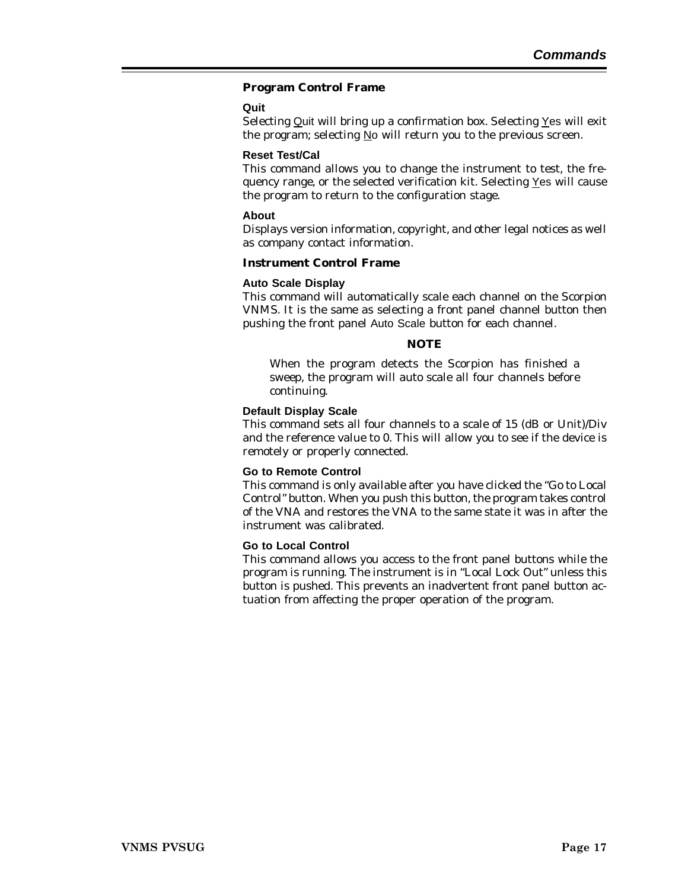### Program Control Frame

#### Quit

Selecting Quit will bring up a confirmation box. Selecting Yes will exit the program; selecting No will return you to the previous screen.

#### Reset Test/Cal

This command allows you to change the instrument to test, the frequency range, or the selected verification kit. Selecting Yes will cause the program to return to the configuration stage.

#### About

Displays version information, copyright, and other legal notices as well as company contact information.

### Instrument Control Frame

#### Auto Scale Display

This command will automatically scale each channel on the Scorpion VNMS. It is the same as selecting a front panel channel button then pushing the front panel Auto Scale button for each channel.

**NOTE**

> When the program detects the Scorpion has finished a sweep, the program will auto scale all four channels before continuing.

#### Default Display Scale

This command sets all four channels to a scale of 15 (dB or Unit)/Div and the reference value to 0. This will allow you to see if the device is remotely or properly connected.

#### Go to Remote Control

This command is only available after you have clicked the "Go to Local Control" button. When you push this button, the program takes control of the VNA and restores the VNA to the same state it was in after the instrument was calibrated.

#### Go to Local Control

This command allows you access to the front panel buttons while the program is running. The instrument is in "Local Lock Out" unless this button is pushed. This prevents an inadvertent front panel button actuation from affecting the proper operation of the program.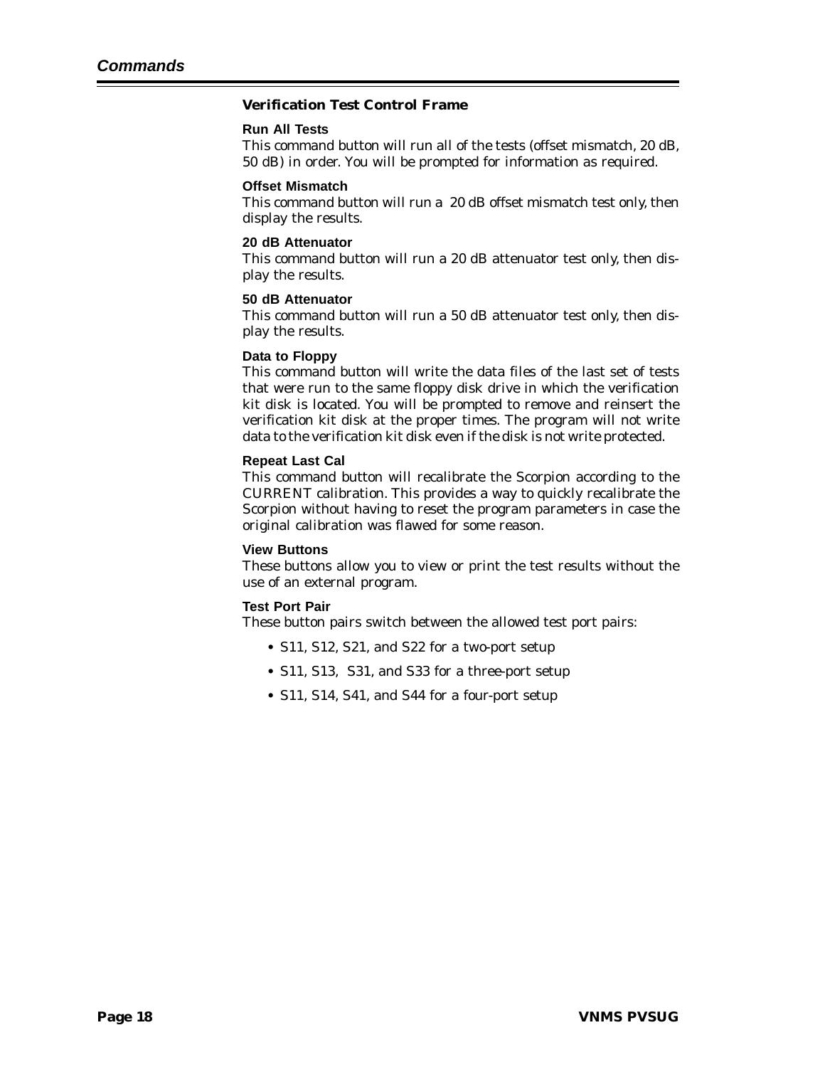### Verification Test Control Frame

#### Run All Tests

This command button will run all of the tests (offset mismatch, 20 dB, 50 dB) in order. You will be prompted for information as required.

#### Offset Mismatch

This command button will run a 20 dB offset mismatch test only, then display the results.

#### 20 dB Attenuator

This command button will run a 20 dB attenuator test only, then display the results.

#### 50 dB Attenuator

This command button will run a 50 dB attenuator test only, then display the results.

#### Data to Floppy

This command button will write the data files of the last set of tests that were run to the same floppy disk drive in which the verification kit disk is located. You will be prompted to remove and reinsert the verification kit disk at the proper times. The program will not write data to the verification kit disk even if the disk is not write protected.

#### Repeat Last Cal

This command button will recalibrate the Scorpion according to the CURRENT calibration. This provides a way to quickly recalibrate the Scorpion without having to reset the program parameters in case the original calibration was flawed for some reason.

#### View Buttons

These buttons allow you to view or print the test results without the use of an external program.

#### Test Port Pair

These button pairs switch between the allowed test port pairs:

- S11, S12, S21, and S22 for a two-port setup
- S11, S13, S31, and S33 for a three-port setup
- S11, S14, S41, and S44 for a four-port setup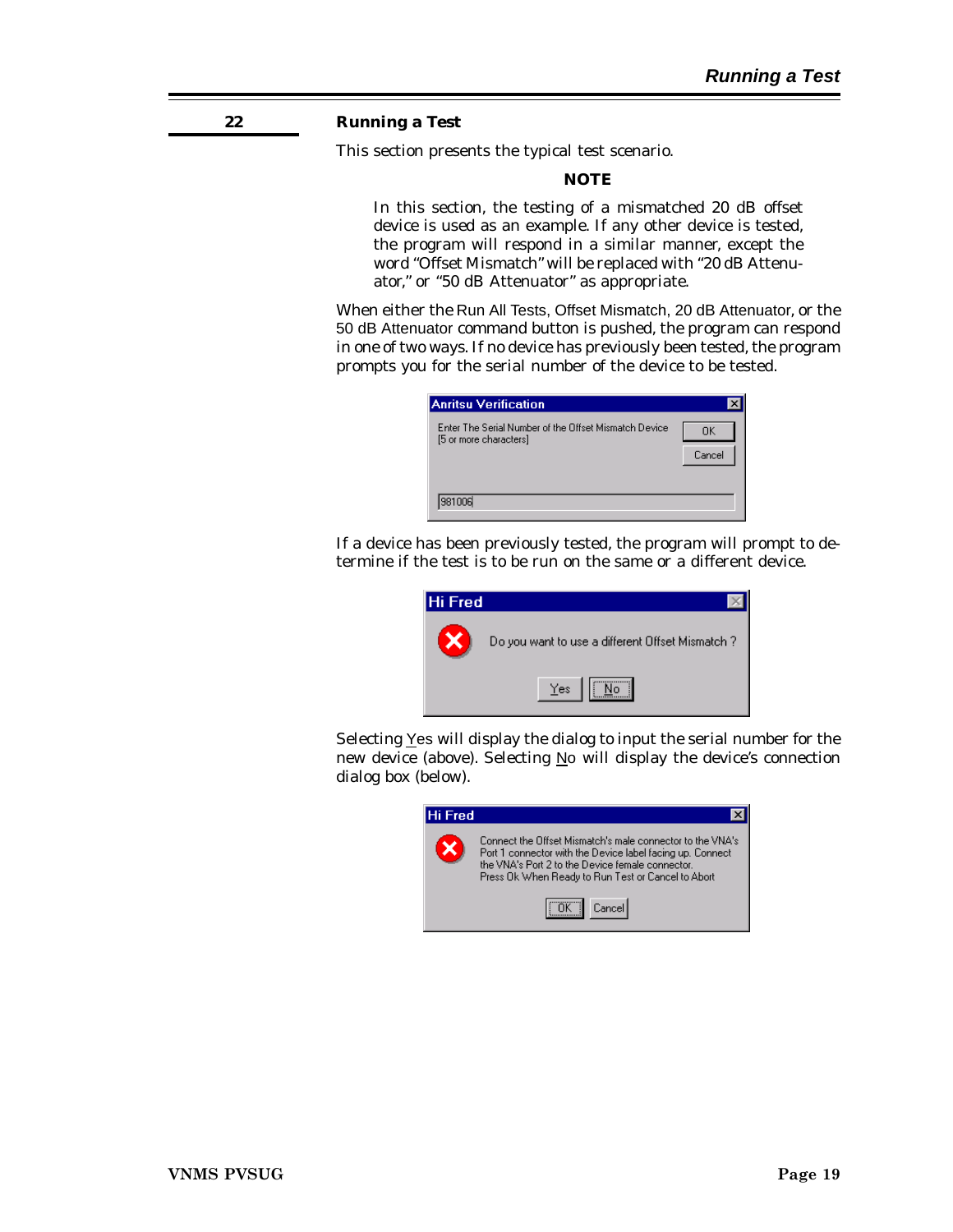## 22 Running a Test

This section presents the typical test scenario.

**NOTE**

> In this section, the testing of a mismatched 20 dB offset device is used as an example. If any other device is tested, the program will respond in a similar manner, except the word "Offset Mismatch" will be replaced with "20 dB Attenuator," or "50 dB Attenuator" as appropriate.

When either the Run All Tests, Offset Mismatch, 20 dB Attenuator, or the 50 dB Attenuator command button is pushed, the program can respond in one of two ways. If no device has previously been tested, the program prompts you for the serial number of the device to be tested.

**Anritsu Verification**

Enter The Serial Number of the Offset Mismatch Device
[5 or more characters]

OK | Cancel

981006

If a device has been previously tested, the program will prompt to determine if the test is to be run on the same or a different device.

**Hi Fred**

Do you want to use a different Offset Mismatch ?

Yes | No

Selecting Yes will display the dialog to input the serial number for the new device (above). Selecting No will display the device's connection dialog box (below).

**Hi Fred**

Connect the Offset Mismatch's male connector to the VNA's Port 1 connector with the Device label facing up. Connect the VNA's Port 2 to the Device female connector.
Press Ok When Ready to Run Test or Cancel to Abort

OK | Cancel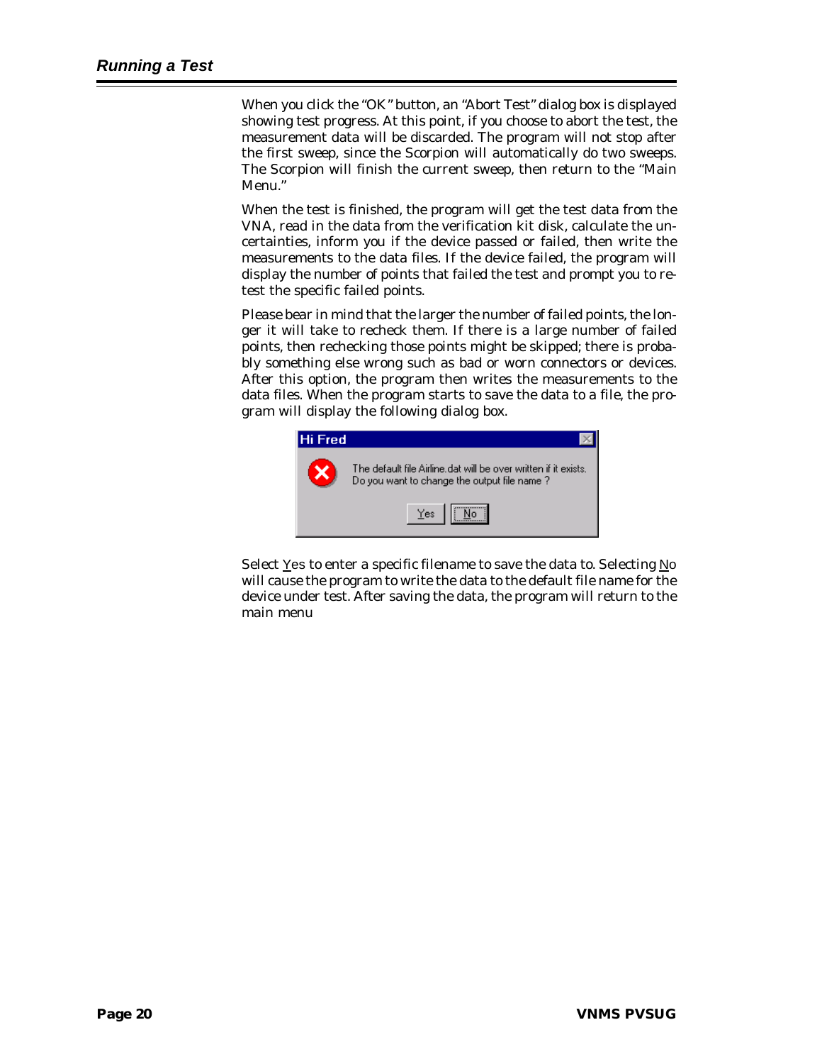When you click the "OK" button, an "Abort Test" dialog box is displayed showing test progress. At this point, if you choose to abort the test, the measurement data will be discarded. The program will not stop after the first sweep, since the Scorpion will automatically do two sweeps. The Scorpion will finish the current sweep, then return to the "Main Menu."

When the test is finished, the program will get the test data from the VNA, read in the data from the verification kit disk, calculate the uncertainties, inform you if the device passed or failed, then write the measurements to the data files. If the device failed, the program will display the number of points that failed the test and prompt you to retest the specific failed points.

Please bear in mind that the larger the number of failed points, the longer it will take to recheck them. If there is a large number of failed points, then rechecking those points might be skipped; there is probably something else wrong such as bad or worn connectors or devices. After this option, the program then writes the measurements to the data files. When the program starts to save the data to a file, the program will display the following dialog box.

**Hi Fred**

The default file Airline.dat will be over written if it exists.
Do you want to change the output file name ?

[Yes] [No]

Select Yes to enter a specific filename to save the data to. Selecting No will cause the program to write the data to the default file name for the device under test. After saving the data, the program will return to the main menu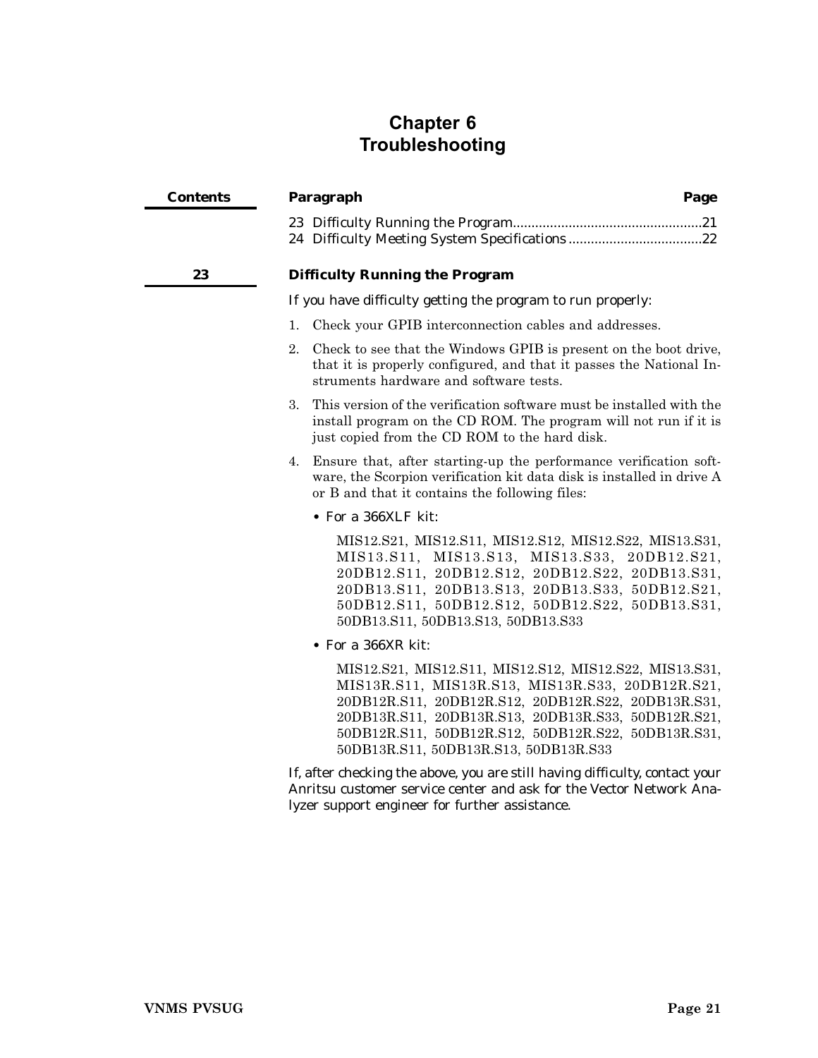# Chapter 6
# Troubleshooting

| Contents | Paragraph | Page |
|---|---|---|
| | 23 Difficulty Running the Program | 21 |
| | 24 Difficulty Meeting System Specifications | 22 |

## 23 Difficulty Running the Program

If you have difficulty getting the program to run properly:

1. Check your GPIB interconnection cables and addresses.
2. Check to see that the Windows GPIB is present on the boot drive, that it is properly configured, and that it passes the National Instruments hardware and software tests.
3. This version of the verification software must be installed with the install program on the CD ROM. The program will not run if it is just copied from the CD ROM to the hard disk.
4. Ensure that, after starting-up the performance verification software, the Scorpion verification kit data disk is installed in drive A or B and that it contains the following files:
   - For a 366XLF kit:

     MIS12.S21, MIS12.S11, MIS12.S12, MIS12.S22, MIS13.S31, MIS13.S11, MIS13.S13, MIS13.S33, 20DB12.S21, 20DB12.S11, 20DB12.S12, 20DB12.S22, 20DB13.S31, 20DB13.S11, 20DB13.S13, 20DB13.S33, 50DB12.S21, 50DB12.S11, 50DB12.S12, 50DB12.S22, 50DB13.S31, 50DB13.S11, 50DB13.S13, 50DB13.S33

   - For a 366XR kit:

     MIS12.S21, MIS12.S11, MIS12.S12, MIS12.S22, MIS13.S31, MIS13R.S11, MIS13R.S13, MIS13R.S33, 20DB12R.S21, 20DB12R.S11, 20DB12R.S12, 20DB12R.S22, 20DB13R.S31, 20DB13R.S11, 20DB13R.S13, 20DB13R.S33, 50DB12R.S21, 50DB12R.S11, 50DB12R.S12, 50DB12R.S22, 50DB13R.S31, 50DB13R.S11, 50DB13R.S13, 50DB13R.S33

If, after checking the above, you are still having difficulty, contact your Anritsu customer service center and ask for the Vector Network Analyzer support engineer for further assistance.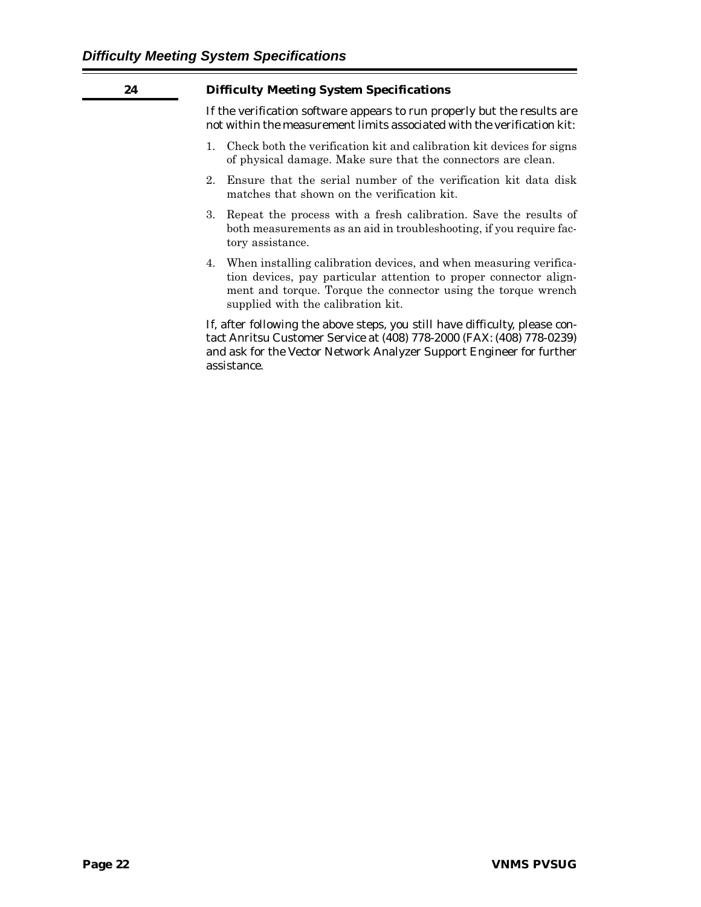## 24 Difficulty Meeting System Specifications

If the verification software appears to run properly but the results are not within the measurement limits associated with the verification kit:

1. Check both the verification kit and calibration kit devices for signs of physical damage. Make sure that the connectors are clean.
2. Ensure that the serial number of the verification kit data disk matches that shown on the verification kit.
3. Repeat the process with a fresh calibration. Save the results of both measurements as an aid in troubleshooting, if you require factory assistance.
4. When installing calibration devices, and when measuring verification devices, pay particular attention to proper connector alignment and torque. Torque the connector using the torque wrench supplied with the calibration kit.

If, after following the above steps, you still have difficulty, please contact Anritsu Customer Service at (408) 778-2000 (FAX: (408) 778-0239) and ask for the Vector Network Analyzer Support Engineer for further assistance.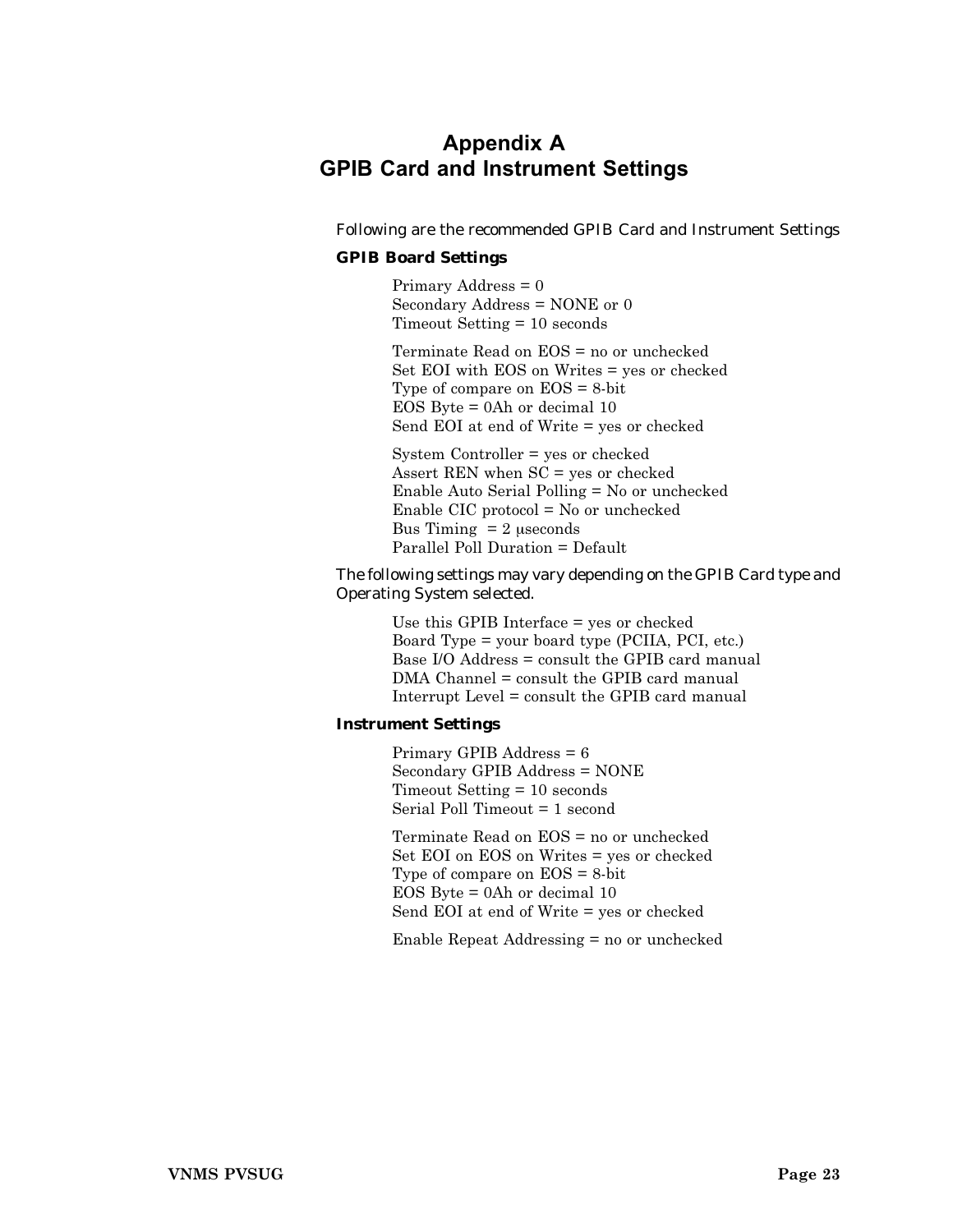# Appendix A
# GPIB Card and Instrument Settings

Following are the recommended GPIB Card and Instrument Settings

### GPIB Board Settings

Primary Address = 0
Secondary Address = NONE or 0
Timeout Setting = 10 seconds

Terminate Read on EOS = no or unchecked
Set EOI with EOS on Writes = yes or checked
Type of compare on EOS = 8-bit
EOS Byte = 0Ah or decimal 10
Send EOI at end of Write = yes or checked

System Controller = yes or checked
Assert REN when SC = yes or checked
Enable Auto Serial Polling = No or unchecked
Enable CIC protocol = No or unchecked
Bus Timing = 2 μseconds
Parallel Poll Duration = Default

The following settings may vary depending on the GPIB Card type and Operating System selected.

Use this GPIB Interface = yes or checked
Board Type = your board type (PCIIA, PCI, etc.)
Base I/O Address = consult the GPIB card manual
DMA Channel = consult the GPIB card manual
Interrupt Level = consult the GPIB card manual

### Instrument Settings

Primary GPIB Address = 6
Secondary GPIB Address = NONE
Timeout Setting = 10 seconds
Serial Poll Timeout = 1 second

Terminate Read on EOS = no or unchecked
Set EOI on EOS on Writes = yes or checked
Type of compare on EOS = 8-bit
EOS Byte = 0Ah or decimal 10
Send EOI at end of Write = yes or checked

Enable Repeat Addressing = no or unchecked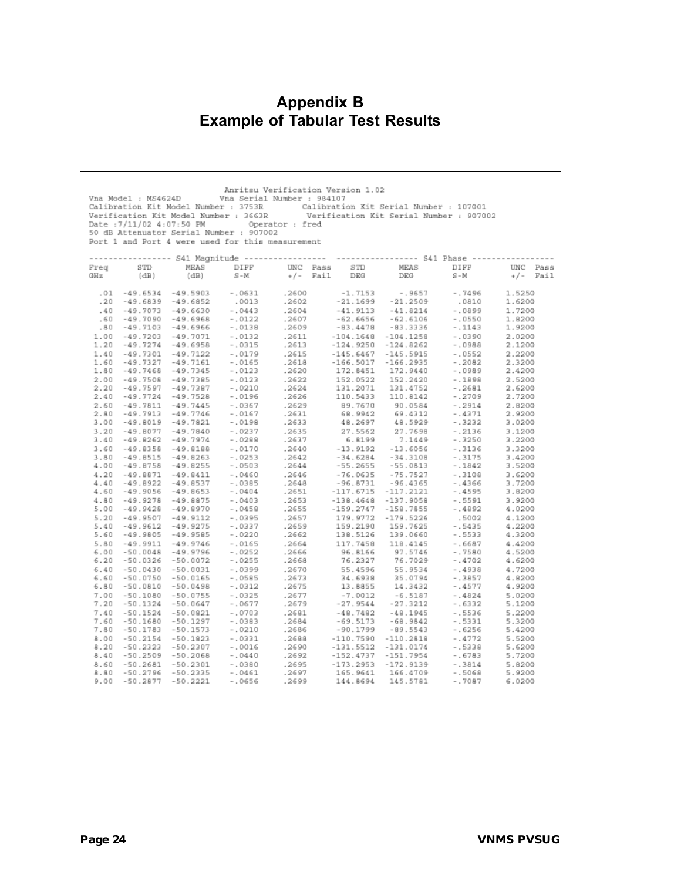# Appendix B
# Example of Tabular Test Results

```
                              Anritsu Verification Version 1.02
Vna Model : MS4624D         Vna Serial Number : 984107
Calibration Kit Model Number : 3753R       Calibration Kit Serial Number : 107001
Verification Kit Model Number : 3663R       Verification Kit Serial Number : 907002
Date :7/11/02 4:07:50 PM          Operator : fred
50 dB Attenuator Serial Number : 907002
Port 1 and Port 4 were used for this measurement
```

| | ---------------- S41 Magnitude | ---------------- | | | | ---------------- S41 Phase | ---------------- | | | |
|---|---|---|---|---|---|---|---|---|---|---|
| Freq GHz | STD (dB) | MEAS (dB) | DIFF S-M | UNC +/- | Pass Fail | STD DEG | MEAS DEG | DIFF S-M | UNC +/- | Pass Fail |
| .01 | -49.6534 | -49.5903 | -.0631 | .2600 | | -1.7153 | -.9657 | -.7496 | 1.5250 | |
| .20 | -49.6839 | -49.6852 | .0013 | .2602 | | -21.1699 | -21.2509 | .0810 | 1.6200 | |
| .40 | -49.7073 | -49.6630 | -.0443 | .2604 | | -41.9113 | -41.8214 | -.0899 | 1.7200 | |
| .60 | -49.7090 | -49.6968 | -.0122 | .2607 | | -62.6656 | -62.6106 | -.0550 | 1.8200 | |
| .80 | -49.7103 | -49.6966 | -.0138 | .2609 | | -83.4478 | -83.3336 | -.1143 | 1.9200 | |
| 1.00 | -49.7203 | -49.7071 | -.0132 | .2611 | | -104.1648 | -104.1258 | -.0390 | 2.0200 | |
| 1.20 | -49.7274 | -49.6958 | -.0315 | .2613 | | -124.9250 | -124.8262 | -.0988 | 2.1200 | |
| 1.40 | -49.7301 | -49.7122 | -.0179 | .2615 | | -145.6467 | -145.5915 | -.0552 | 2.2200 | |
| 1.60 | -49.7327 | -49.7161 | -.0165 | .2618 | | -166.5017 | -166.2935 | -.2082 | 2.3200 | |
| 1.80 | -49.7468 | -49.7345 | -.0123 | .2620 | | 172.8451 | 172.9440 | -.0989 | 2.4200 | |
| 2.00 | -49.7508 | -49.7385 | -.0123 | .2622 | | 152.0522 | 152.2420 | -.1898 | 2.5200 | |
| 2.20 | -49.7597 | -49.7387 | -.0210 | .2624 | | 131.2071 | 131.4752 | -.2681 | 2.6200 | |
| 2.40 | -49.7724 | -49.7528 | -.0196 | .2626 | | 110.5433 | 110.8142 | -.2709 | 2.7200 | |
| 2.60 | -49.7811 | -49.7445 | -.0367 | .2629 | | 89.7670 | 90.0584 | -.2914 | 2.8200 | |
| 2.80 | -49.7913 | -49.7746 | -.0167 | .2631 | | 68.9942 | 69.4312 | -.4371 | 2.9200 | |
| 3.00 | -49.8019 | -49.7821 | -.0198 | .2633 | | 48.2697 | 48.5929 | -.3232 | 3.0200 | |
| 3.20 | -49.8077 | -49.7840 | -.0237 | .2635 | | 27.5562 | 27.7698 | -.2136 | 3.1200 | |
| 3.40 | -49.8262 | -49.7974 | -.0288 | .2637 | | 6.8199 | 7.1449 | -.3250 | 3.2200 | |
| 3.60 | -49.8358 | -49.8188 | -.0170 | .2640 | | -13.9192 | -13.6056 | -.3136 | 3.3200 | |
| 3.80 | -49.8515 | -49.8263 | -.0253 | .2642 | | -34.6284 | -34.3108 | -.3175 | 3.4200 | |
| 4.00 | -49.8758 | -49.8255 | -.0503 | .2644 | | -55.2655 | -55.0813 | -.1842 | 3.5200 | |
| 4.20 | -49.8871 | -49.8411 | -.0460 | .2646 | | -76.0635 | -75.7527 | -.3108 | 3.6200 | |
| 4.40 | -49.8922 | -49.8537 | -.0385 | .2648 | | -96.8731 | -96.4365 | -.4366 | 3.7200 | |
| 4.60 | -49.9056 | -49.8653 | -.0404 | .2651 | | -117.6715 | -117.2121 | -.4595 | 3.8200 | |
| 4.80 | -49.9278 | -49.8875 | -.0403 | .2653 | | -138.4648 | -137.9058 | -.5591 | 3.9200 | |
| 5.00 | -49.9428 | -49.8970 | -.0458 | .2655 | | -159.2747 | -158.7855 | -.4892 | 4.0200 | |
| 5.20 | -49.9507 | -49.9112 | -.0395 | .2657 | | 179.9772 | -179.5226 | .5002 | 4.1200 | |
| 5.40 | -49.9612 | -49.9275 | -.0337 | .2659 | | 159.2190 | 159.7625 | -.5435 | 4.2200 | |
| 5.60 | -49.9805 | -49.9585 | -.0220 | .2662 | | 138.5126 | 139.0660 | -.5533 | 4.3200 | |
| 5.80 | -49.9911 | -49.9746 | -.0165 | .2664 | | 117.7458 | 118.4145 | -.6687 | 4.4200 | |
| 6.00 | -50.0048 | -49.9796 | -.0252 | .2666 | | 96.8166 | 97.5746 | -.7580 | 4.5200 | |
| 6.20 | -50.0326 | -50.0072 | -.0255 | .2668 | | 76.2327 | 76.7029 | -.4702 | 4.6200 | |
| 6.40 | -50.0430 | -50.0031 | -.0399 | .2670 | | 55.4596 | 55.9534 | -.4938 | 4.7200 | |
| 6.60 | -50.0750 | -50.0165 | -.0585 | .2673 | | 34.6938 | 35.0794 | -.3857 | 4.8200 | |
| 6.80 | -50.0810 | -50.0498 | -.0312 | .2675 | | 13.8855 | 14.3432 | -.4577 | 4.9200 | |
| 7.00 | -50.1080 | -50.0755 | -.0325 | .2677 | | -7.0012 | -6.5187 | -.4824 | 5.0200 | |
| 7.20 | -50.1324 | -50.0647 | -.0677 | .2679 | | -27.9544 | -27.3212 | -.6332 | 5.1200 | |
| 7.40 | -50.1524 | -50.0821 | -.0703 | .2681 | | -48.7482 | -48.1945 | -.5536 | 5.2200 | |
| 7.60 | -50.1680 | -50.1297 | -.0383 | .2684 | | -69.5173 | -68.9842 | -.5331 | 5.3200 | |
| 7.80 | -50.1783 | -50.1573 | -.0210 | .2686 | | -90.1799 | -89.5543 | -.6256 | 5.4200 | |
| 8.00 | -50.2154 | -50.1823 | -.0331 | .2688 | | -110.7590 | -110.2818 | -.4772 | 5.5200 | |
| 8.20 | -50.2323 | -50.2307 | -.0016 | .2690 | | -131.5512 | -131.0174 | -.5338 | 5.6200 | |
| 8.40 | -50.2509 | -50.2068 | -.0440 | .2692 | | -152.4737 | -151.7954 | -.6783 | 5.7200 | |
| 8.60 | -50.2681 | -50.2301 | -.0380 | .2695 | | -173.2953 | -172.9139 | -.3814 | 5.8200 | |
| 8.80 | -50.2796 | -50.2335 | -.0461 | .2697 | | 165.9641 | 166.4709 | -.5068 | 5.9200 | |
| 9.00 | -50.2877 | -50.2221 | -.0656 | .2699 | | 144.8694 | 145.5781 | -.7087 | 6.0200 | |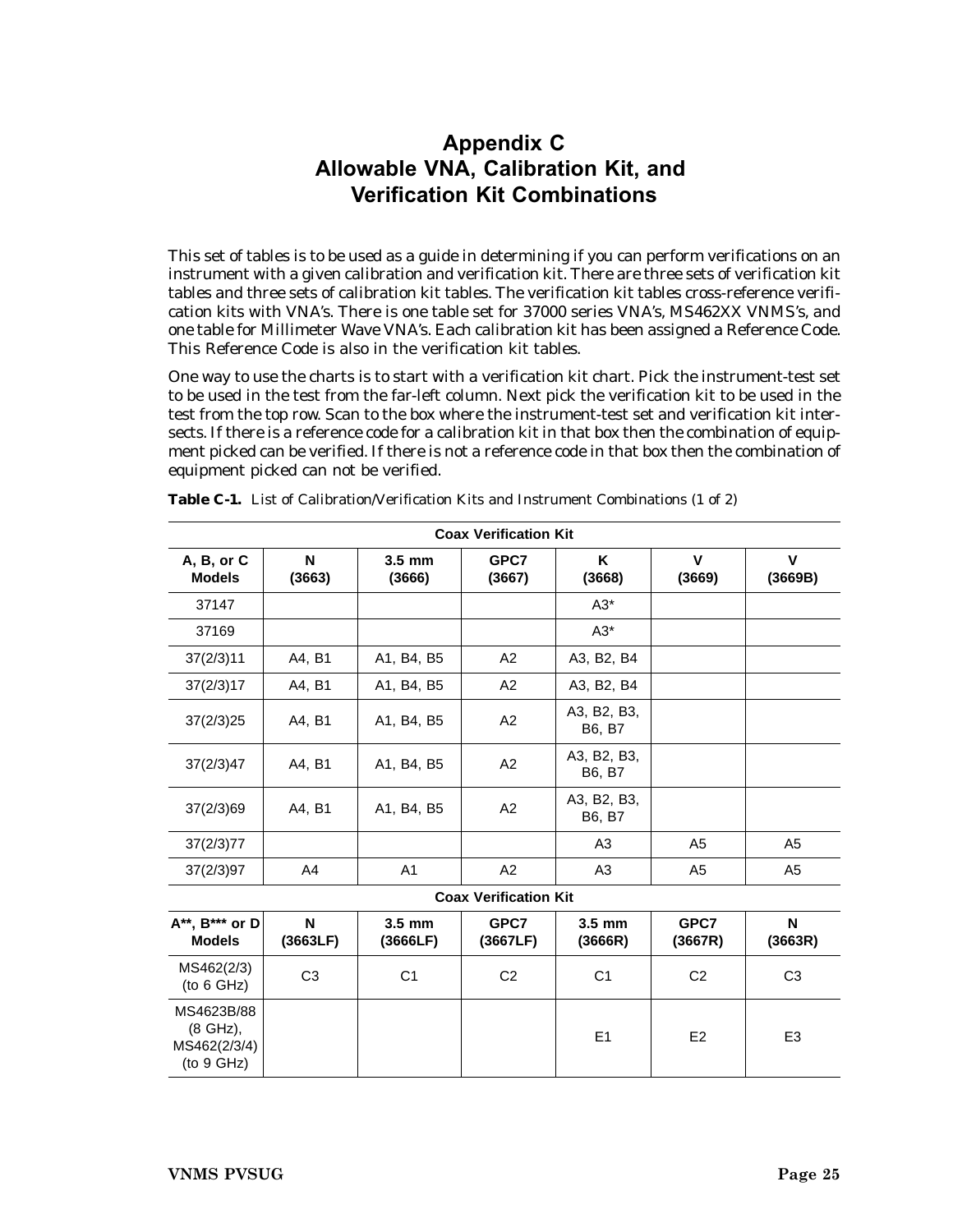# Appendix C
# Allowable VNA, Calibration Kit, and Verification Kit Combinations

This set of tables is to be used as a guide in determining if you can perform verifications on an instrument with a given calibration and verification kit. There are three sets of verification kit tables and three sets of calibration kit tables. The verification kit tables cross-reference verification kits with VNA's. There is one table set for 37000 series VNA's, MS462XX VNMS's, and one table for Millimeter Wave VNA's. Each calibration kit has been assigned a Reference Code. This Reference Code is also in the verification kit tables.

One way to use the charts is to start with a verification kit chart. Pick the instrument-test set to be used in the test from the far-left column. Next pick the verification kit to be used in the test from the top row. Scan to the box where the instrument-test set and verification kit intersects. If there is a reference code for a calibration kit in that box then the combination of equipment picked can be verified. If there is not a reference code in that box then the combination of equipment picked can not be verified.

**Table C-1.** List of Calibration/Verification Kits and Instrument Combinations (1 of 2)

| | Coax Verification Kit | | | | | |
|---|---|---|---|---|---|---|
| **A, B, or C Models** | **N (3663)** | **3.5 mm (3666)** | **GPC7 (3667)** | **K (3668)** | **V (3669)** | **V (3669B)** |
| 37147 | | | | A3* | | |
| 37169 | | | | A3* | | |
| 37(2/3)11 | A4, B1 | A1, B4, B5 | A2 | A3, B2, B4 | | |
| 37(2/3)17 | A4, B1 | A1, B4, B5 | A2 | A3, B2, B4 | | |
| 37(2/3)25 | A4, B1 | A1, B4, B5 | A2 | A3, B2, B3, B6, B7 | | |
| 37(2/3)47 | A4, B1 | A1, B4, B5 | A2 | A3, B2, B3, B6, B7 | | |
| 37(2/3)69 | A4, B1 | A1, B4, B5 | A2 | A3, B2, B3, B6, B7 | | |
| 37(2/3)77 | | | | A3 | A5 | A5 |
| 37(2/3)97 | A4 | A1 | A2 | A3 | A5 | A5 |
| | **Coax Verification Kit** | | | | | |
| **A**, B*** or D Models** | **N (3663LF)** | **3.5 mm (3666LF)** | **GPC7 (3667LF)** | **3.5 mm (3666R)** | **GPC7 (3667R)** | **N (3663R)** |
| MS462(2/3) (to 6 GHz) | C3 | C1 | C2 | C1 | C2 | C3 |
| MS4623B/88 (8 GHz), MS462(2/3/4) (to 9 GHz) | | | | E1 | E2 | E3 |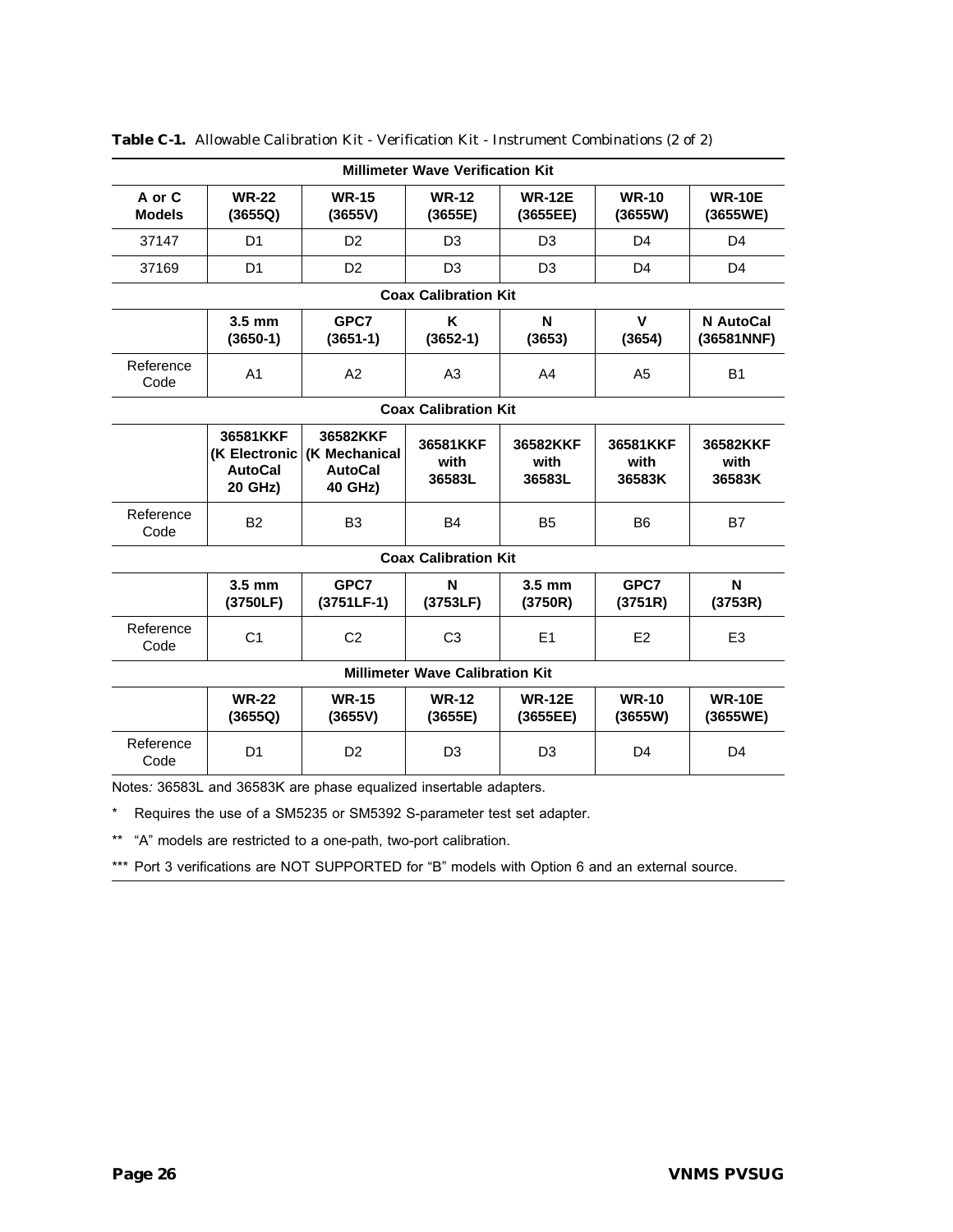**Table C-1.** Allowable Calibration Kit - Verification Kit - Instrument Combinations (2 of 2)

| Millimeter Wave Verification Kit | | | | | | |
|---|---|---|---|---|---|---|
| **A or C Models** | **WR-22 (3655Q)** | **WR-15 (3655V)** | **WR-12 (3655E)** | **WR-12E (3655EE)** | **WR-10 (3655W)** | **WR-10E (3655WE)** |
| 37147 | D1 | D2 | D3 | D3 | D4 | D4 |
| 37169 | D1 | D2 | D3 | D3 | D4 | D4 |
| **Coax Calibration Kit** | | | | | | |
| | **3.5 mm (3650-1)** | **GPC7 (3651-1)** | **K (3652-1)** | **N (3653)** | **V (3654)** | **N AutoCal (36581NNF)** |
| Reference Code | A1 | A2 | A3 | A4 | A5 | B1 |
| **Coax Calibration Kit** | | | | | | |
| | **36581KKF (K Electronic AutoCal 20 GHz)** | **36582KKF (K Mechanical AutoCal 40 GHz)** | **36581KKF with 36583L** | **36582KKF with 36583L** | **36581KKF with 36583K** | **36582KKF with 36583K** |
| Reference Code | B2 | B3 | B4 | B5 | B6 | B7 |
| **Coax Calibration Kit** | | | | | | |
| | **3.5 mm (3750LF)** | **GPC7 (3751LF-1)** | **N (3753LF)** | **3.5 mm (3750R)** | **GPC7 (3751R)** | **N (3753R)** |
| Reference Code | C1 | C2 | C3 | E1 | E2 | E3 |
| **Millimeter Wave Calibration Kit** | | | | | | |
| | **WR-22 (3655Q)** | **WR-15 (3655V)** | **WR-12 (3655E)** | **WR-12E (3655EE)** | **WR-10 (3655W)** | **WR-10E (3655WE)** |
| Reference Code | D1 | D2 | D3 | D3 | D4 | D4 |

Notes*:* 36583L and 36583K are phase equalized insertable adapters.

\* Requires the use of a SM5235 or SM5392 S-parameter test set adapter.

** "A" models are restricted to a one-path, two-port calibration.

*** Port 3 verifications are NOT SUPPORTED for "B" models with Option 6 and an external source.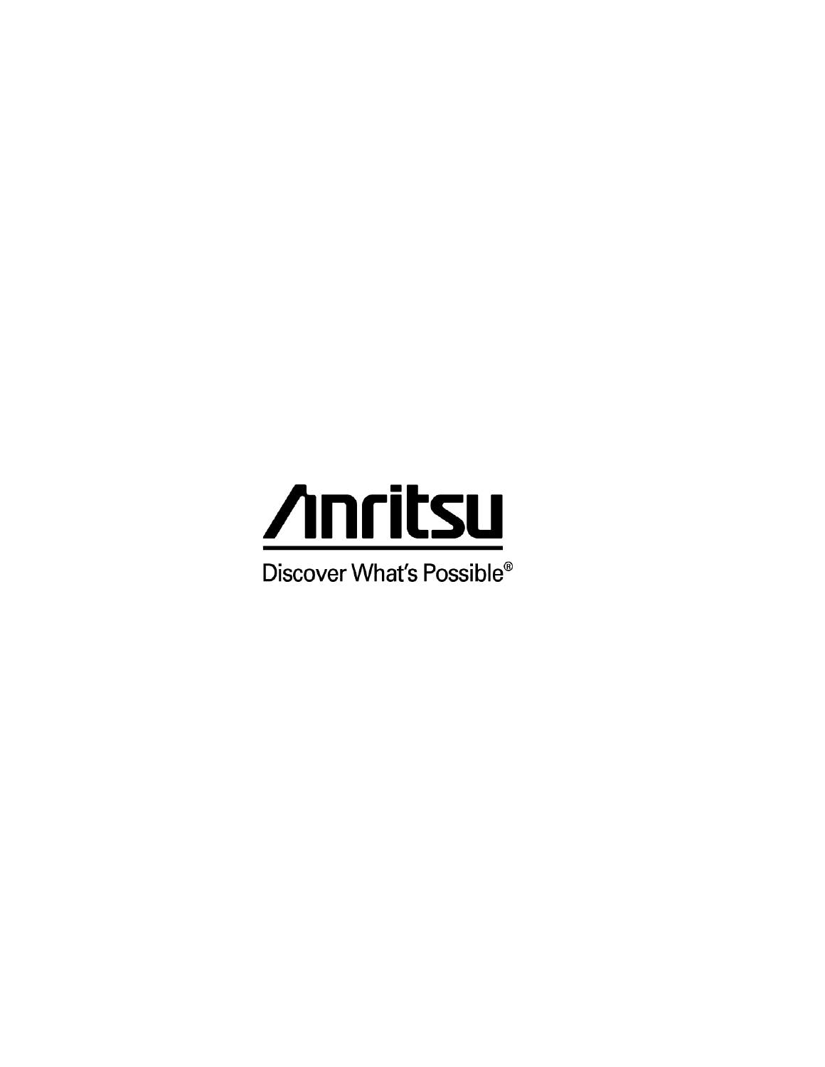Anritsu

Discover What's Possible®